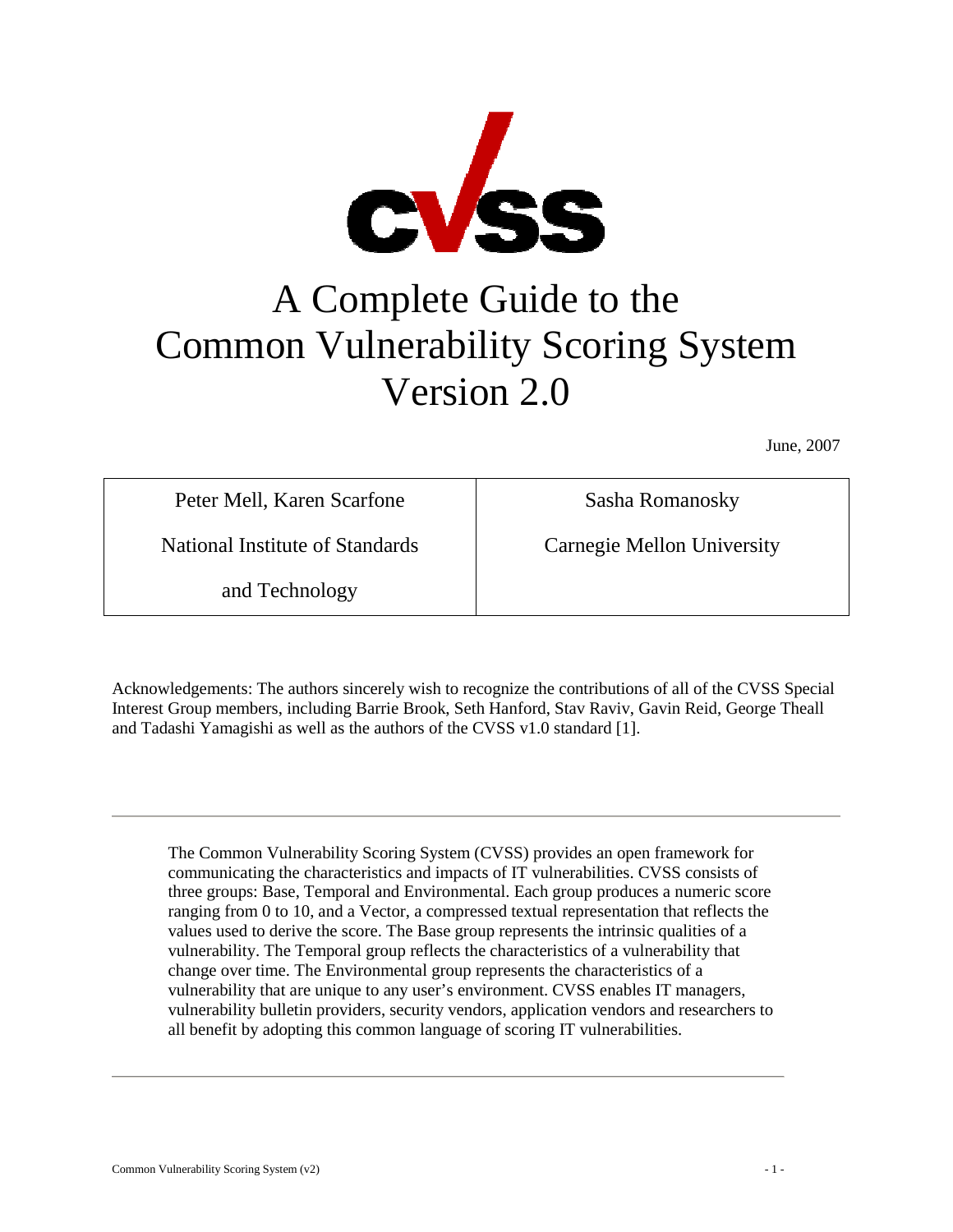# A Complete Guide to the Common Vulnerability Scoring System Version 2.0

June, 2007

| | |
|---|---|
| Peter Mell, Karen Scarfone | Sasha Romanosky |
| National Institute of Standards and Technology | Carnegie Mellon University |

Acknowledgements: The authors sincerely wish to recognize the contributions of all of the CVSS Special Interest Group members, including Barrie Brook, Seth Hanford, Stav Raviv, Gavin Reid, George Theall and Tadashi Yamagishi as well as the authors of the CVSS v1.0 standard [1].

---

The Common Vulnerability Scoring System (CVSS) provides an open framework for communicating the characteristics and impacts of IT vulnerabilities. CVSS consists of three groups: Base, Temporal and Environmental. Each group produces a numeric score ranging from 0 to 10, and a Vector, a compressed textual representation that reflects the values used to derive the score. The Base group represents the intrinsic qualities of a vulnerability. The Temporal group reflects the characteristics of a vulnerability that change over time. The Environmental group represents the characteristics of a vulnerability that are unique to any user's environment. CVSS enables IT managers, vulnerability bulletin providers, security vendors, application vendors and researchers to all benefit by adopting this common language of scoring IT vulnerabilities.

---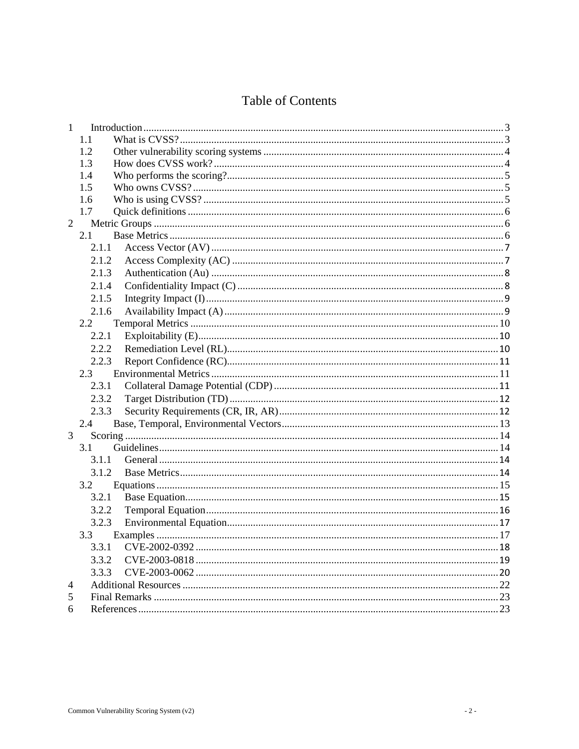# Table of Contents

1 Introduction ... 3
  1.1 What is CVSS? ... 3
  1.2 Other vulnerability scoring systems ... 4
  1.3 How does CVSS work? ... 4
  1.4 Who performs the scoring? ... 5
  1.5 Who owns CVSS? ... 5
  1.6 Who is using CVSS? ... 5
  1.7 Quick definitions ... 6
2 Metric Groups ... 6
  2.1 Base Metrics ... 6
    2.1.1 Access Vector (AV) ... 7
    2.1.2 Access Complexity (AC) ... 7
    2.1.3 Authentication (Au) ... 8
    2.1.4 Confidentiality Impact (C) ... 8
    2.1.5 Integrity Impact (I) ... 9
    2.1.6 Availability Impact (A) ... 9
  2.2 Temporal Metrics ... 10
    2.2.1 Exploitability (E) ... 10
    2.2.2 Remediation Level (RL) ... 10
    2.2.3 Report Confidence (RC) ... 11
  2.3 Environmental Metrics ... 11
    2.3.1 Collateral Damage Potential (CDP) ... 11
    2.3.2 Target Distribution (TD) ... 12
    2.3.3 Security Requirements (CR, IR, AR) ... 12
  2.4 Base, Temporal, Environmental Vectors ... 13
3 Scoring ... 14
  3.1 Guidelines ... 14
    3.1.1 General ... 14
    3.1.2 Base Metrics ... 14
  3.2 Equations ... 15
    3.2.1 Base Equation ... 15
    3.2.2 Temporal Equation ... 16
    3.2.3 Environmental Equation ... 17
  3.3 Examples ... 17
    3.3.1 CVE-2002-0392 ... 18
    3.3.2 CVE-2003-0818 ... 19
    3.3.3 CVE-2003-0062 ... 20
4 Additional Resources ... 22
5 Final Remarks ... 23
6 References ... 23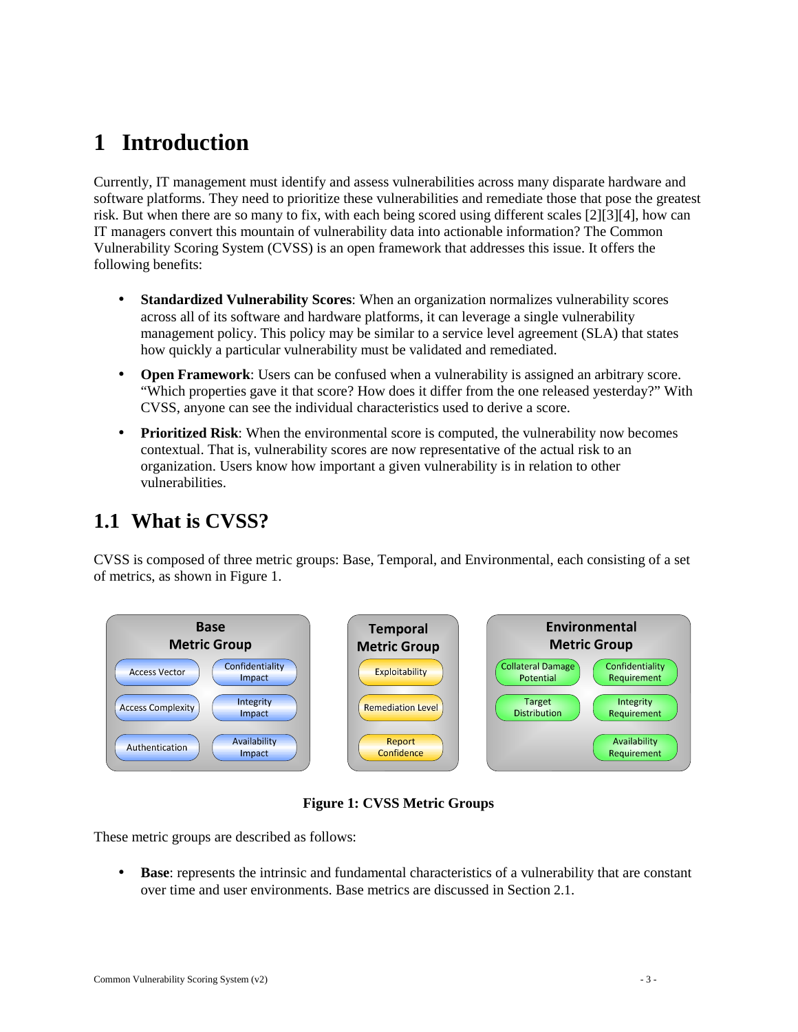# 1 Introduction

Currently, IT management must identify and assess vulnerabilities across many disparate hardware and software platforms. They need to prioritize these vulnerabilities and remediate those that pose the greatest risk. But when there are so many to fix, with each being scored using different scales [2][3][4], how can IT managers convert this mountain of vulnerability data into actionable information? The Common Vulnerability Scoring System (CVSS) is an open framework that addresses this issue. It offers the following benefits:

- **Standardized Vulnerability Scores**: When an organization normalizes vulnerability scores across all of its software and hardware platforms, it can leverage a single vulnerability management policy. This policy may be similar to a service level agreement (SLA) that states how quickly a particular vulnerability must be validated and remediated.
- **Open Framework**: Users can be confused when a vulnerability is assigned an arbitrary score. "Which properties gave it that score? How does it differ from the one released yesterday?" With CVSS, anyone can see the individual characteristics used to derive a score.
- **Prioritized Risk**: When the environmental score is computed, the vulnerability now becomes contextual. That is, vulnerability scores are now representative of the actual risk to an organization. Users know how important a given vulnerability is in relation to other vulnerabilities.

## 1.1 What is CVSS?

CVSS is composed of three metric groups: Base, Temporal, and Environmental, each consisting of a set of metrics, as shown in Figure 1.

Base Metric Group
Access Vector
Confidentiality Impact
Access Complexity
Integrity Impact
Authentication
Availability Impact

Temporal Metric Group
Exploitability
Remediation Level
Report Confidence

Environmental Metric Group
Collateral Damage Potential
Confidentiality Requirement
Target Distribution
Integrity Requirement
Availability Requirement

**Figure 1: CVSS Metric Groups**

These metric groups are described as follows:

- **Base**: represents the intrinsic and fundamental characteristics of a vulnerability that are constant over time and user environments. Base metrics are discussed in Section 2.1.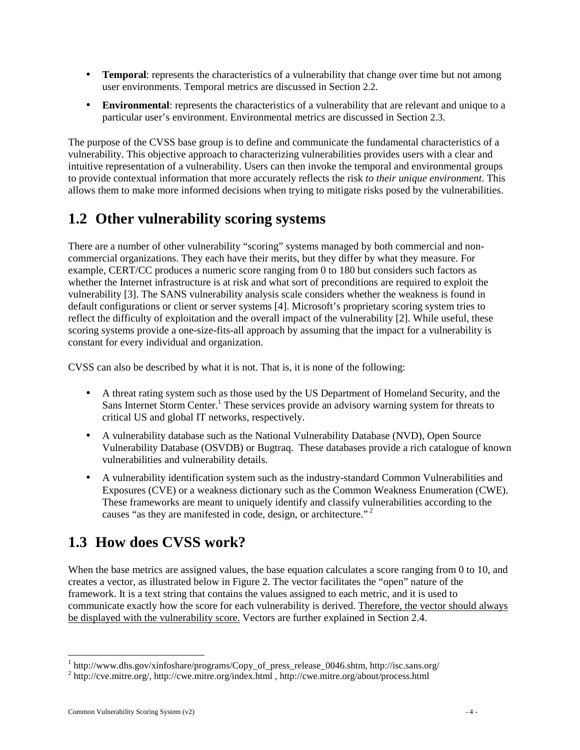- **Temporal**: represents the characteristics of a vulnerability that change over time but not among user environments. Temporal metrics are discussed in Section 2.2.
- **Environmental**: represents the characteristics of a vulnerability that are relevant and unique to a particular user's environment. Environmental metrics are discussed in Section 2.3.

The purpose of the CVSS base group is to define and communicate the fundamental characteristics of a vulnerability. This objective approach to characterizing vulnerabilities provides users with a clear and intuitive representation of a vulnerability. Users can then invoke the temporal and environmental groups to provide contextual information that more accurately reflects the risk *to their unique environment*. This allows them to make more informed decisions when trying to mitigate risks posed by the vulnerabilities.

## 1.2 Other vulnerability scoring systems

There are a number of other vulnerability "scoring" systems managed by both commercial and non-commercial organizations. They each have their merits, but they differ by what they measure. For example, CERT/CC produces a numeric score ranging from 0 to 180 but considers such factors as whether the Internet infrastructure is at risk and what sort of preconditions are required to exploit the vulnerability [3]. The SANS vulnerability analysis scale considers whether the weakness is found in default configurations or client or server systems [4]. Microsoft's proprietary scoring system tries to reflect the difficulty of exploitation and the overall impact of the vulnerability [2]. While useful, these scoring systems provide a one-size-fits-all approach by assuming that the impact for a vulnerability is constant for every individual and organization.

CVSS can also be described by what it is not. That is, it is none of the following:

- A threat rating system such as those used by the US Department of Homeland Security, and the Sans Internet Storm Center.[1] These services provide an advisory warning system for threats to critical US and global IT networks, respectively.
- A vulnerability database such as the National Vulnerability Database (NVD), Open Source Vulnerability Database (OSVDB) or Bugtraq. These databases provide a rich catalogue of known vulnerabilities and vulnerability details.
- A vulnerability identification system such as the industry-standard Common Vulnerabilities and Exposures (CVE) or a weakness dictionary such as the Common Weakness Enumeration (CWE). These frameworks are meant to uniquely identify and classify vulnerabilities according to the causes "as they are manifested in code, design, or architecture." [2]

## 1.3 How does CVSS work?

When the base metrics are assigned values, the base equation calculates a score ranging from 0 to 10, and creates a vector, as illustrated below in Figure 2. The vector facilitates the "open" nature of the framework. It is a text string that contains the values assigned to each metric, and it is used to communicate exactly how the score for each vulnerability is derived. <u>Therefore, the vector should always be displayed with the vulnerability score.</u> Vectors are further explained in Section 2.4.

---

[1] http://www.dhs.gov/xinfoshare/programs/Copy_of_press_release_0046.shtm, http://isc.sans.org/

[2] http://cve.mitre.org/, http://cwe.mitre.org/index.html , http://cwe.mitre.org/about/process.html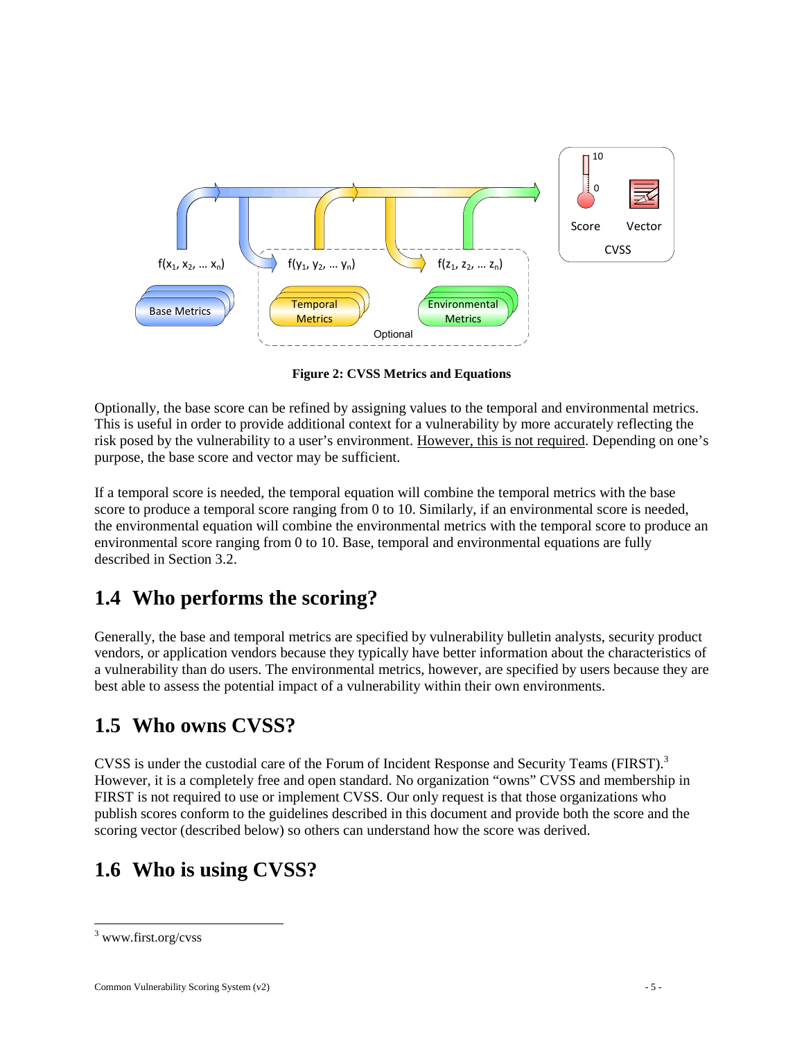$f(x_1, x_2, \dots x_n)$

$f(y_1, y_2, \dots y_n)$

$f(z_1, z_2, \dots z_n)$

Base Metrics

Temporal Metrics

Environmental Metrics

Optional

10

0

Score

Vector

CVSS

**Figure 2: CVSS Metrics and Equations**

Optionally, the base score can be refined by assigning values to the temporal and environmental metrics. This is useful in order to provide additional context for a vulnerability by more accurately reflecting the risk posed by the vulnerability to a user's environment. However, this is not required. Depending on one's purpose, the base score and vector may be sufficient.

If a temporal score is needed, the temporal equation will combine the temporal metrics with the base score to produce a temporal score ranging from 0 to 10. Similarly, if an environmental score is needed, the environmental equation will combine the environmental metrics with the temporal score to produce an environmental score ranging from 0 to 10. Base, temporal and environmental equations are fully described in Section 3.2.

## 1.4 Who performs the scoring?

Generally, the base and temporal metrics are specified by vulnerability bulletin analysts, security product vendors, or application vendors because they typically have better information about the characteristics of a vulnerability than do users. The environmental metrics, however, are specified by users because they are best able to assess the potential impact of a vulnerability within their own environments.

## 1.5 Who owns CVSS?

CVSS is under the custodial care of the Forum of Incident Response and Security Teams (FIRST).[3] However, it is a completely free and open standard. No organization "owns" CVSS and membership in FIRST is not required to use or implement CVSS. Our only request is that those organizations who publish scores conform to the guidelines described in this document and provide both the score and the scoring vector (described below) so others can understand how the score was derived.

## 1.6 Who is using CVSS?

[3] www.first.org/cvss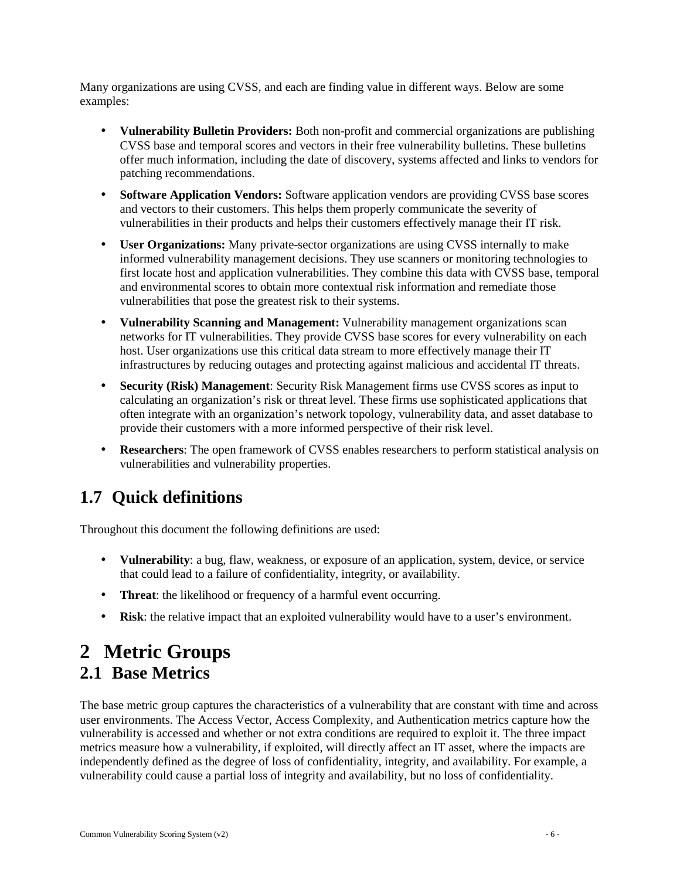Many organizations are using CVSS, and each are finding value in different ways. Below are some examples:

- **Vulnerability Bulletin Providers:** Both non-profit and commercial organizations are publishing CVSS base and temporal scores and vectors in their free vulnerability bulletins. These bulletins offer much information, including the date of discovery, systems affected and links to vendors for patching recommendations.
- **Software Application Vendors:** Software application vendors are providing CVSS base scores and vectors to their customers. This helps them properly communicate the severity of vulnerabilities in their products and helps their customers effectively manage their IT risk.
- **User Organizations:** Many private-sector organizations are using CVSS internally to make informed vulnerability management decisions. They use scanners or monitoring technologies to first locate host and application vulnerabilities. They combine this data with CVSS base, temporal and environmental scores to obtain more contextual risk information and remediate those vulnerabilities that pose the greatest risk to their systems.
- **Vulnerability Scanning and Management:** Vulnerability management organizations scan networks for IT vulnerabilities. They provide CVSS base scores for every vulnerability on each host. User organizations use this critical data stream to more effectively manage their IT infrastructures by reducing outages and protecting against malicious and accidental IT threats.
- **Security (Risk) Management**: Security Risk Management firms use CVSS scores as input to calculating an organization's risk or threat level. These firms use sophisticated applications that often integrate with an organization's network topology, vulnerability data, and asset database to provide their customers with a more informed perspective of their risk level.
- **Researchers**: The open framework of CVSS enables researchers to perform statistical analysis on vulnerabilities and vulnerability properties.

## 1.7 Quick definitions

Throughout this document the following definitions are used:

- **Vulnerability**: a bug, flaw, weakness, or exposure of an application, system, device, or service that could lead to a failure of confidentiality, integrity, or availability.
- **Threat**: the likelihood or frequency of a harmful event occurring.
- **Risk**: the relative impact that an exploited vulnerability would have to a user's environment.

# 2 Metric Groups

## 2.1 Base Metrics

The base metric group captures the characteristics of a vulnerability that are constant with time and across user environments. The Access Vector, Access Complexity, and Authentication metrics capture how the vulnerability is accessed and whether or not extra conditions are required to exploit it. The three impact metrics measure how a vulnerability, if exploited, will directly affect an IT asset, where the impacts are independently defined as the degree of loss of confidentiality, integrity, and availability. For example, a vulnerability could cause a partial loss of integrity and availability, but no loss of confidentiality.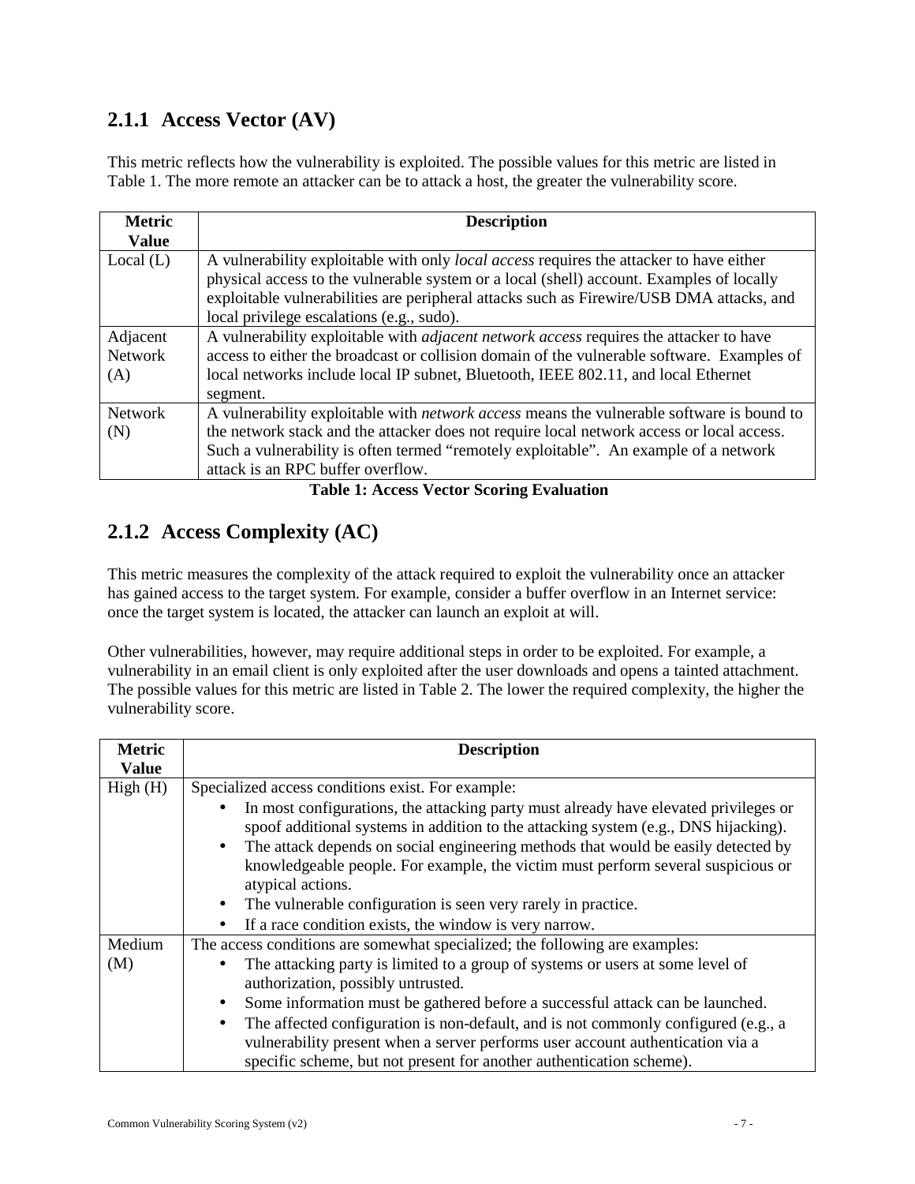### 2.1.1 Access Vector (AV)

This metric reflects how the vulnerability is exploited. The possible values for this metric are listed in Table 1. The more remote an attacker can be to attack a host, the greater the vulnerability score.

| Metric Value | Description |
|---|---|
| Local (L) | A vulnerability exploitable with only *local access* requires the attacker to have either physical access to the vulnerable system or a local (shell) account. Examples of locally exploitable vulnerabilities are peripheral attacks such as Firewire/USB DMA attacks, and local privilege escalations (e.g., sudo). |
| Adjacent Network (A) | A vulnerability exploitable with *adjacent network access* requires the attacker to have access to either the broadcast or collision domain of the vulnerable software. Examples of local networks include local IP subnet, Bluetooth, IEEE 802.11, and local Ethernet segment. |
| Network (N) | A vulnerability exploitable with *network access* means the vulnerable software is bound to the network stack and the attacker does not require local network access or local access. Such a vulnerability is often termed "remotely exploitable". An example of a network attack is an RPC buffer overflow. |

**Table 1: Access Vector Scoring Evaluation**

### 2.1.2 Access Complexity (AC)

This metric measures the complexity of the attack required to exploit the vulnerability once an attacker has gained access to the target system. For example, consider a buffer overflow in an Internet service: once the target system is located, the attacker can launch an exploit at will.

Other vulnerabilities, however, may require additional steps in order to be exploited. For example, a vulnerability in an email client is only exploited after the user downloads and opens a tainted attachment. The possible values for this metric are listed in Table 2. The lower the required complexity, the higher the vulnerability score.

| Metric Value | Description |
|---|---|
| High (H) | Specialized access conditions exist. For example: <br>• In most configurations, the attacking party must already have elevated privileges or spoof additional systems in addition to the attacking system (e.g., DNS hijacking). <br>• The attack depends on social engineering methods that would be easily detected by knowledgeable people. For example, the victim must perform several suspicious or atypical actions. <br>• The vulnerable configuration is seen very rarely in practice. <br>• If a race condition exists, the window is very narrow. |
| Medium (M) | The access conditions are somewhat specialized; the following are examples: <br>• The attacking party is limited to a group of systems or users at some level of authorization, possibly untrusted. <br>• Some information must be gathered before a successful attack can be launched. <br>• The affected configuration is non-default, and is not commonly configured (e.g., a vulnerability present when a server performs user account authentication via a specific scheme, but not present for another authentication scheme). |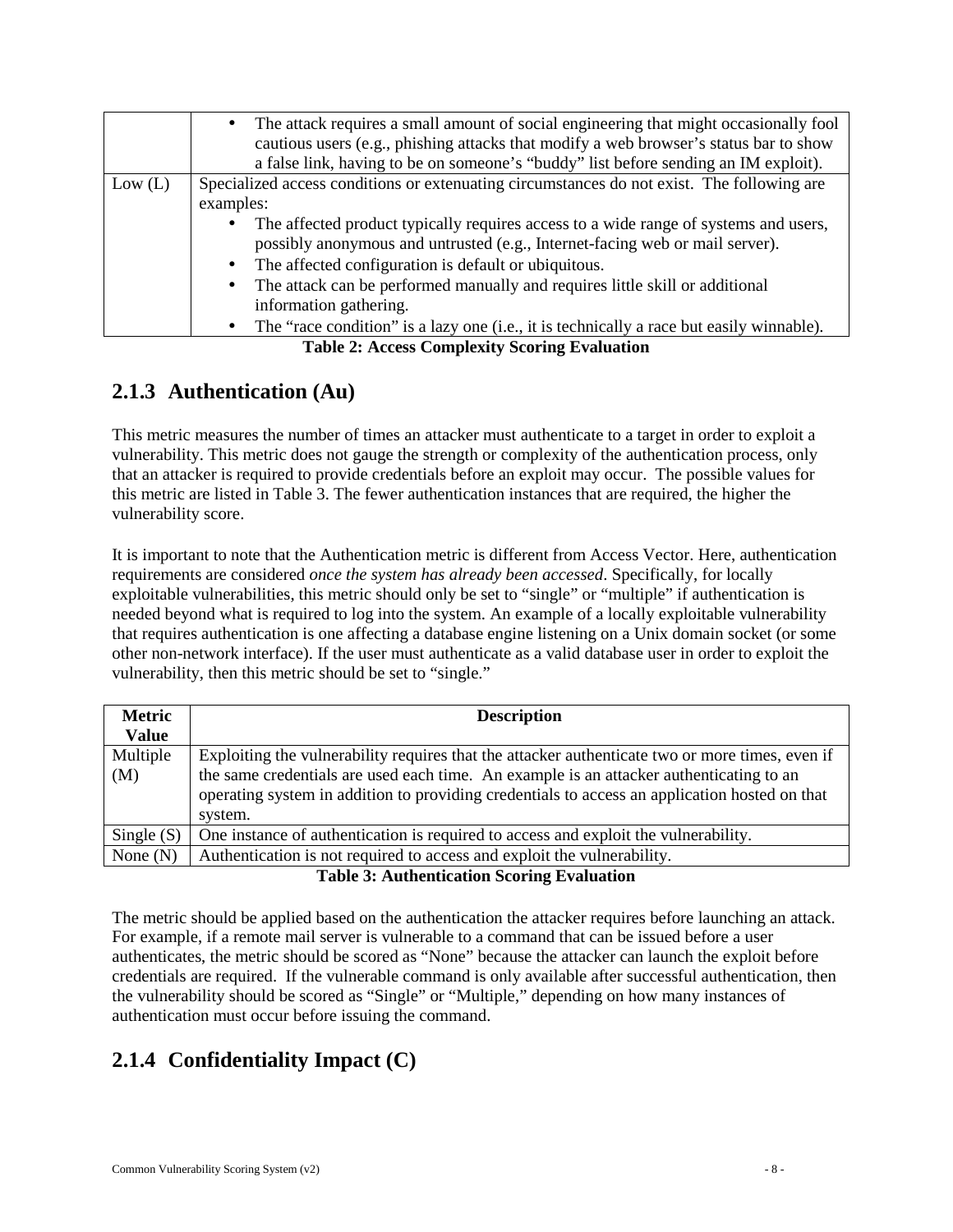| | |
|---|---|
| | • The attack requires a small amount of social engineering that might occasionally fool cautious users (e.g., phishing attacks that modify a web browser's status bar to show a false link, having to be on someone's "buddy" list before sending an IM exploit). |
| Low (L) | Specialized access conditions or extenuating circumstances do not exist. The following are examples:<br>• The affected product typically requires access to a wide range of systems and users, possibly anonymous and untrusted (e.g., Internet-facing web or mail server).<br>• The affected configuration is default or ubiquitous.<br>• The attack can be performed manually and requires little skill or additional information gathering.<br>• The "race condition" is a lazy one (i.e., it is technically a race but easily winnable). |

**Table 2: Access Complexity Scoring Evaluation**

### 2.1.3 Authentication (Au)

This metric measures the number of times an attacker must authenticate to a target in order to exploit a vulnerability. This metric does not gauge the strength or complexity of the authentication process, only that an attacker is required to provide credentials before an exploit may occur. The possible values for this metric are listed in Table 3. The fewer authentication instances that are required, the higher the vulnerability score.

It is important to note that the Authentication metric is different from Access Vector. Here, authentication requirements are considered *once the system has already been accessed*. Specifically, for locally exploitable vulnerabilities, this metric should only be set to "single" or "multiple" if authentication is needed beyond what is required to log into the system. An example of a locally exploitable vulnerability that requires authentication is one affecting a database engine listening on a Unix domain socket (or some other non-network interface). If the user must authenticate as a valid database user in order to exploit the vulnerability, then this metric should be set to "single."

| Metric Value | Description |
|---|---|
| Multiple (M) | Exploiting the vulnerability requires that the attacker authenticate two or more times, even if the same credentials are used each time. An example is an attacker authenticating to an operating system in addition to providing credentials to access an application hosted on that system. |
| Single (S) | One instance of authentication is required to access and exploit the vulnerability. |
| None (N) | Authentication is not required to access and exploit the vulnerability. |

**Table 3: Authentication Scoring Evaluation**

The metric should be applied based on the authentication the attacker requires before launching an attack. For example, if a remote mail server is vulnerable to a command that can be issued before a user authenticates, the metric should be scored as "None" because the attacker can launch the exploit before credentials are required. If the vulnerable command is only available after successful authentication, then the vulnerability should be scored as "Single" or "Multiple," depending on how many instances of authentication must occur before issuing the command.

### 2.1.4 Confidentiality Impact (C)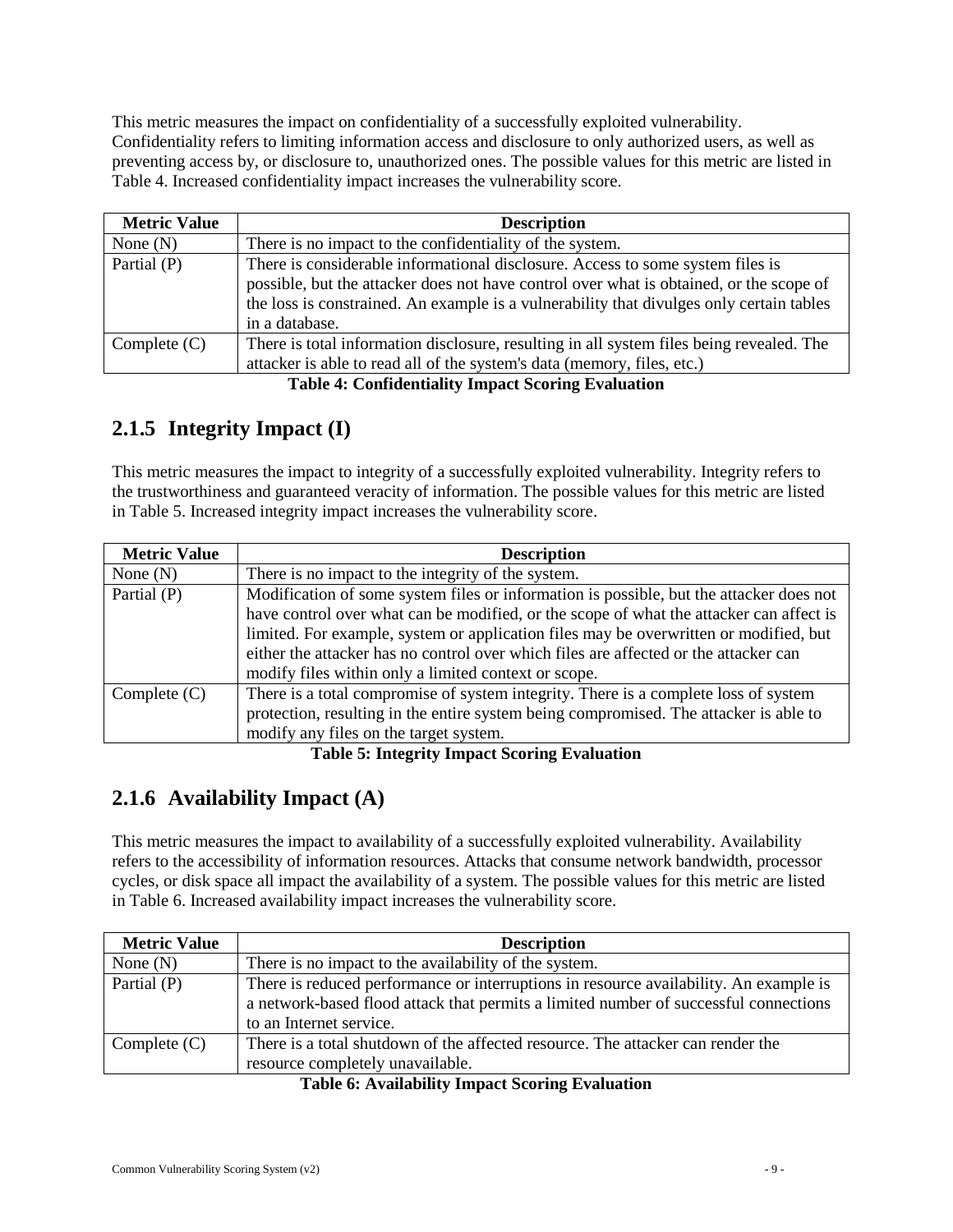This metric measures the impact on confidentiality of a successfully exploited vulnerability. Confidentiality refers to limiting information access and disclosure to only authorized users, as well as preventing access by, or disclosure to, unauthorized ones. The possible values for this metric are listed in Table 4. Increased confidentiality impact increases the vulnerability score.

| Metric Value | Description |
|---|---|
| None (N) | There is no impact to the confidentiality of the system. |
| Partial (P) | There is considerable informational disclosure. Access to some system files is possible, but the attacker does not have control over what is obtained, or the scope of the loss is constrained. An example is a vulnerability that divulges only certain tables in a database. |
| Complete (C) | There is total information disclosure, resulting in all system files being revealed. The attacker is able to read all of the system's data (memory, files, etc.) |

**Table 4: Confidentiality Impact Scoring Evaluation**

### 2.1.5 Integrity Impact (I)

This metric measures the impact to integrity of a successfully exploited vulnerability. Integrity refers to the trustworthiness and guaranteed veracity of information. The possible values for this metric are listed in Table 5. Increased integrity impact increases the vulnerability score.

| Metric Value | Description |
|---|---|
| None (N) | There is no impact to the integrity of the system. |
| Partial (P) | Modification of some system files or information is possible, but the attacker does not have control over what can be modified, or the scope of what the attacker can affect is limited. For example, system or application files may be overwritten or modified, but either the attacker has no control over which files are affected or the attacker can modify files within only a limited context or scope. |
| Complete (C) | There is a total compromise of system integrity. There is a complete loss of system protection, resulting in the entire system being compromised. The attacker is able to modify any files on the target system. |

**Table 5: Integrity Impact Scoring Evaluation**

### 2.1.6 Availability Impact (A)

This metric measures the impact to availability of a successfully exploited vulnerability. Availability refers to the accessibility of information resources. Attacks that consume network bandwidth, processor cycles, or disk space all impact the availability of a system. The possible values for this metric are listed in Table 6. Increased availability impact increases the vulnerability score.

| Metric Value | Description |
|---|---|
| None (N) | There is no impact to the availability of the system. |
| Partial (P) | There is reduced performance or interruptions in resource availability. An example is a network-based flood attack that permits a limited number of successful connections to an Internet service. |
| Complete (C) | There is a total shutdown of the affected resource. The attacker can render the resource completely unavailable. |

**Table 6: Availability Impact Scoring Evaluation**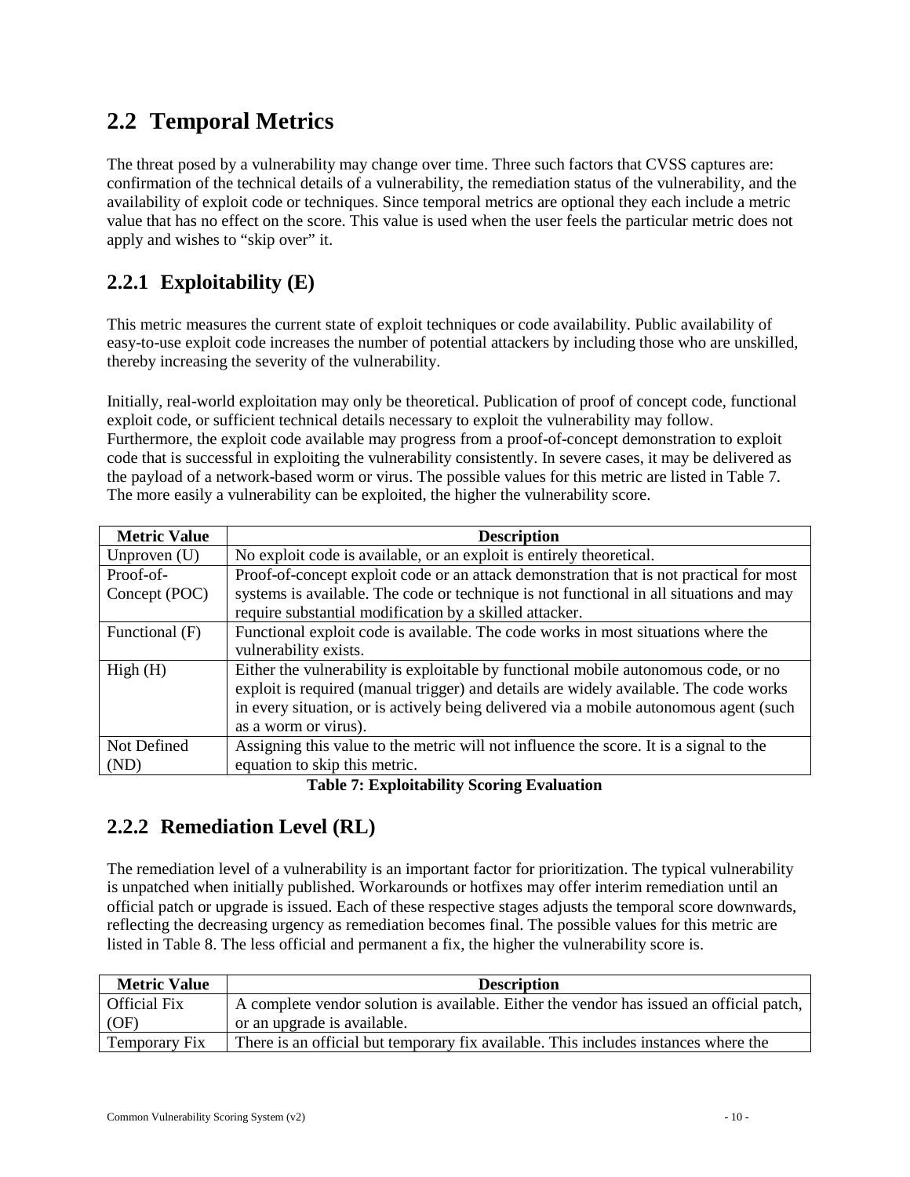## 2.2 Temporal Metrics

The threat posed by a vulnerability may change over time. Three such factors that CVSS captures are: confirmation of the technical details of a vulnerability, the remediation status of the vulnerability, and the availability of exploit code or techniques. Since temporal metrics are optional they each include a metric value that has no effect on the score. This value is used when the user feels the particular metric does not apply and wishes to "skip over" it.

### 2.2.1 Exploitability (E)

This metric measures the current state of exploit techniques or code availability. Public availability of easy-to-use exploit code increases the number of potential attackers by including those who are unskilled, thereby increasing the severity of the vulnerability.

Initially, real-world exploitation may only be theoretical. Publication of proof of concept code, functional exploit code, or sufficient technical details necessary to exploit the vulnerability may follow. Furthermore, the exploit code available may progress from a proof-of-concept demonstration to exploit code that is successful in exploiting the vulnerability consistently. In severe cases, it may be delivered as the payload of a network-based worm or virus. The possible values for this metric are listed in Table 7. The more easily a vulnerability can be exploited, the higher the vulnerability score.

| Metric Value | Description |
|---|---|
| Unproven (U) | No exploit code is available, or an exploit is entirely theoretical. |
| Proof-of-Concept (POC) | Proof-of-concept exploit code or an attack demonstration that is not practical for most systems is available. The code or technique is not functional in all situations and may require substantial modification by a skilled attacker. |
| Functional (F) | Functional exploit code is available. The code works in most situations where the vulnerability exists. |
| High (H) | Either the vulnerability is exploitable by functional mobile autonomous code, or no exploit is required (manual trigger) and details are widely available. The code works in every situation, or is actively being delivered via a mobile autonomous agent (such as a worm or virus). |
| Not Defined (ND) | Assigning this value to the metric will not influence the score. It is a signal to the equation to skip this metric. |

**Table 7: Exploitability Scoring Evaluation**

### 2.2.2 Remediation Level (RL)

The remediation level of a vulnerability is an important factor for prioritization. The typical vulnerability is unpatched when initially published. Workarounds or hotfixes may offer interim remediation until an official patch or upgrade is issued. Each of these respective stages adjusts the temporal score downwards, reflecting the decreasing urgency as remediation becomes final. The possible values for this metric are listed in Table 8. The less official and permanent a fix, the higher the vulnerability score is.

| Metric Value | Description |
|---|---|
| Official Fix (OF) | A complete vendor solution is available. Either the vendor has issued an official patch, or an upgrade is available. |
| Temporary Fix | There is an official but temporary fix available. This includes instances where the |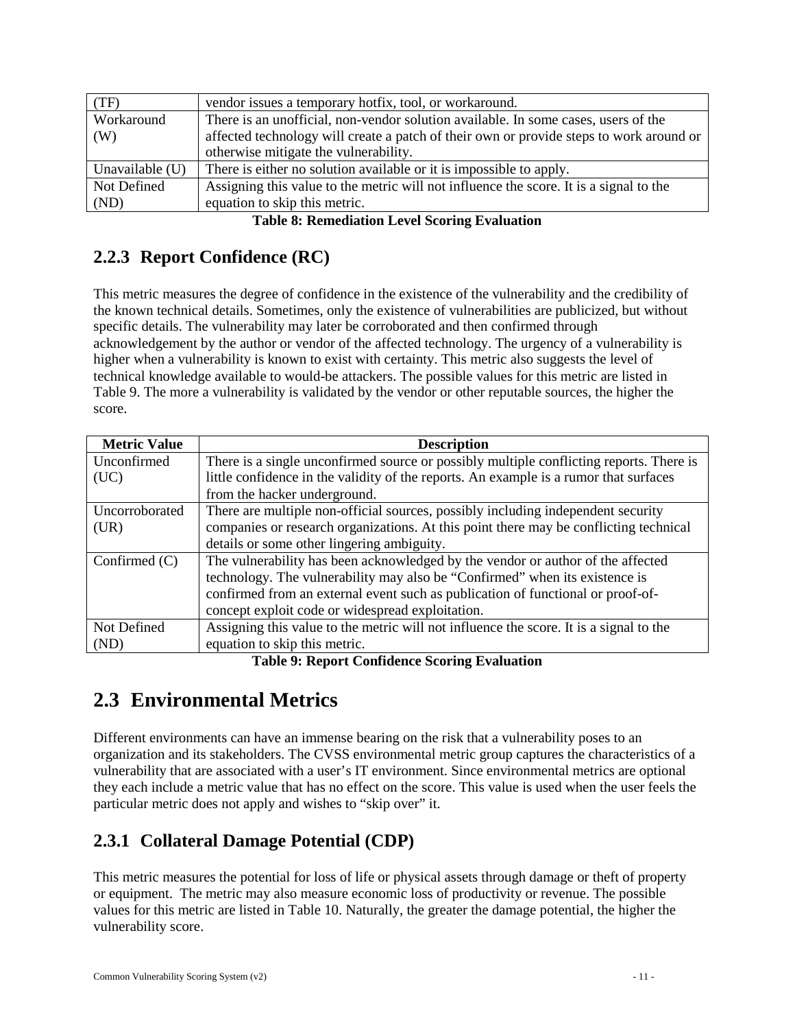| | |
|---|---|
| (TF) | vendor issues a temporary hotfix, tool, or workaround. |
| Workaround (W) | There is an unofficial, non-vendor solution available. In some cases, users of the affected technology will create a patch of their own or provide steps to work around or otherwise mitigate the vulnerability. |
| Unavailable (U) | There is either no solution available or it is impossible to apply. |
| Not Defined (ND) | Assigning this value to the metric will not influence the score. It is a signal to the equation to skip this metric. |

**Table 8: Remediation Level Scoring Evaluation**

### 2.2.3 Report Confidence (RC)

This metric measures the degree of confidence in the existence of the vulnerability and the credibility of the known technical details. Sometimes, only the existence of vulnerabilities are publicized, but without specific details. The vulnerability may later be corroborated and then confirmed through acknowledgement by the author or vendor of the affected technology. The urgency of a vulnerability is higher when a vulnerability is known to exist with certainty. This metric also suggests the level of technical knowledge available to would-be attackers. The possible values for this metric are listed in Table 9. The more a vulnerability is validated by the vendor or other reputable sources, the higher the score.

| Metric Value | Description |
|---|---|
| Unconfirmed (UC) | There is a single unconfirmed source or possibly multiple conflicting reports. There is little confidence in the validity of the reports. An example is a rumor that surfaces from the hacker underground. |
| Uncorroborated (UR) | There are multiple non-official sources, possibly including independent security companies or research organizations. At this point there may be conflicting technical details or some other lingering ambiguity. |
| Confirmed (C) | The vulnerability has been acknowledged by the vendor or author of the affected technology. The vulnerability may also be "Confirmed" when its existence is confirmed from an external event such as publication of functional or proof-of-concept exploit code or widespread exploitation. |
| Not Defined (ND) | Assigning this value to the metric will not influence the score. It is a signal to the equation to skip this metric. |

**Table 9: Report Confidence Scoring Evaluation**

## 2.3 Environmental Metrics

Different environments can have an immense bearing on the risk that a vulnerability poses to an organization and its stakeholders. The CVSS environmental metric group captures the characteristics of a vulnerability that are associated with a user's IT environment. Since environmental metrics are optional they each include a metric value that has no effect on the score. This value is used when the user feels the particular metric does not apply and wishes to "skip over" it.

### 2.3.1 Collateral Damage Potential (CDP)

This metric measures the potential for loss of life or physical assets through damage or theft of property or equipment. The metric may also measure economic loss of productivity or revenue. The possible values for this metric are listed in Table 10. Naturally, the greater the damage potential, the higher the vulnerability score.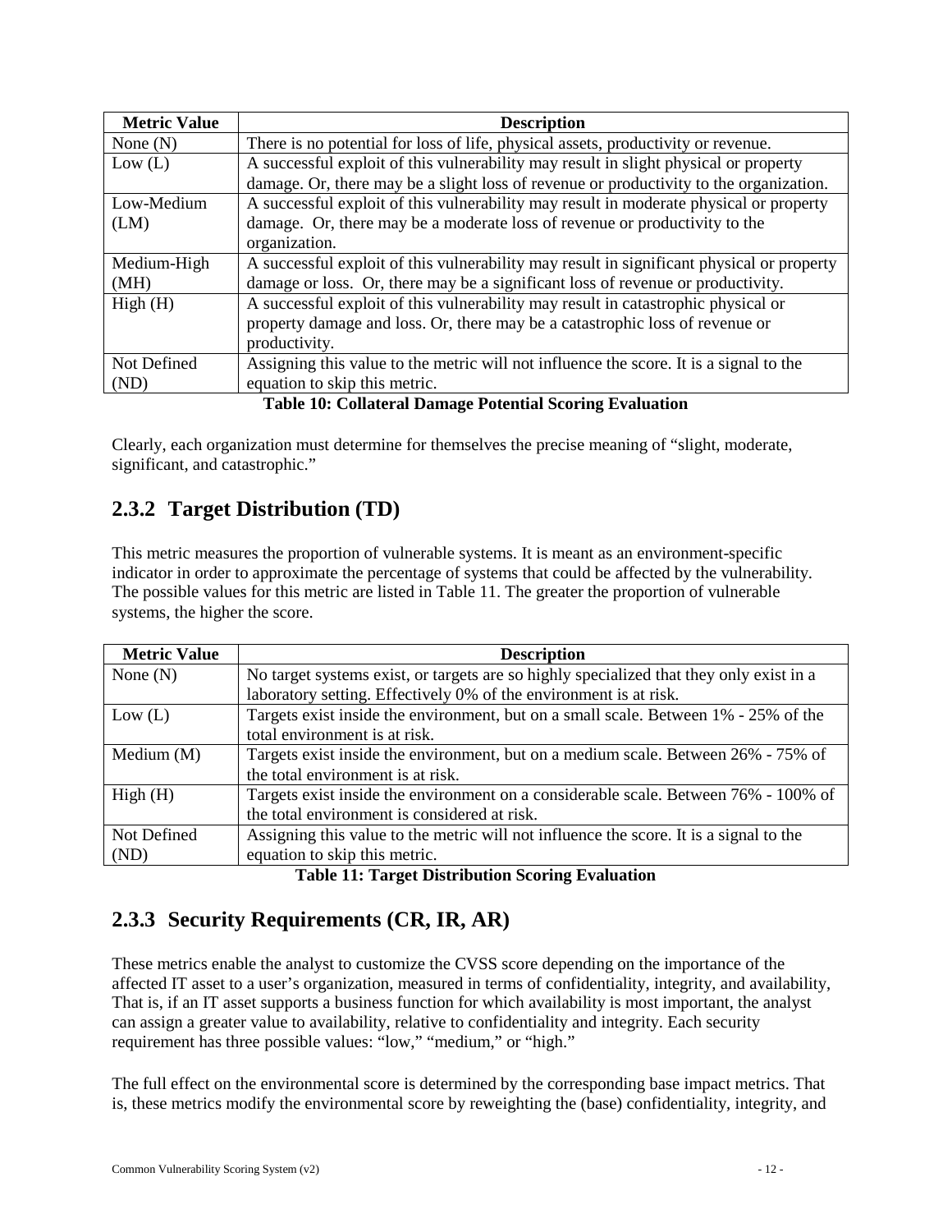| Metric Value | Description |
| --- | --- |
| None (N) | There is no potential for loss of life, physical assets, productivity or revenue. |
| Low (L) | A successful exploit of this vulnerability may result in slight physical or property damage. Or, there may be a slight loss of revenue or productivity to the organization. |
| Low-Medium (LM) | A successful exploit of this vulnerability may result in moderate physical or property damage. Or, there may be a moderate loss of revenue or productivity to the organization. |
| Medium-High (MH) | A successful exploit of this vulnerability may result in significant physical or property damage or loss. Or, there may be a significant loss of revenue or productivity. |
| High (H) | A successful exploit of this vulnerability may result in catastrophic physical or property damage and loss. Or, there may be a catastrophic loss of revenue or productivity. |
| Not Defined (ND) | Assigning this value to the metric will not influence the score. It is a signal to the equation to skip this metric. |

**Table 10: Collateral Damage Potential Scoring Evaluation**

Clearly, each organization must determine for themselves the precise meaning of "slight, moderate, significant, and catastrophic."

### 2.3.2 Target Distribution (TD)

This metric measures the proportion of vulnerable systems. It is meant as an environment-specific indicator in order to approximate the percentage of systems that could be affected by the vulnerability. The possible values for this metric are listed in Table 11. The greater the proportion of vulnerable systems, the higher the score.

| Metric Value | Description |
| --- | --- |
| None (N) | No target systems exist, or targets are so highly specialized that they only exist in a laboratory setting. Effectively 0% of the environment is at risk. |
| Low (L) | Targets exist inside the environment, but on a small scale. Between 1% - 25% of the total environment is at risk. |
| Medium (M) | Targets exist inside the environment, but on a medium scale. Between 26% - 75% of the total environment is at risk. |
| High (H) | Targets exist inside the environment on a considerable scale. Between 76% - 100% of the total environment is considered at risk. |
| Not Defined (ND) | Assigning this value to the metric will not influence the score. It is a signal to the equation to skip this metric. |

**Table 11: Target Distribution Scoring Evaluation**

### 2.3.3 Security Requirements (CR, IR, AR)

These metrics enable the analyst to customize the CVSS score depending on the importance of the affected IT asset to a user's organization, measured in terms of confidentiality, integrity, and availability, That is, if an IT asset supports a business function for which availability is most important, the analyst can assign a greater value to availability, relative to confidentiality and integrity. Each security requirement has three possible values: "low," "medium," or "high."

The full effect on the environmental score is determined by the corresponding base impact metrics. That is, these metrics modify the environmental score by reweighting the (base) confidentiality, integrity, and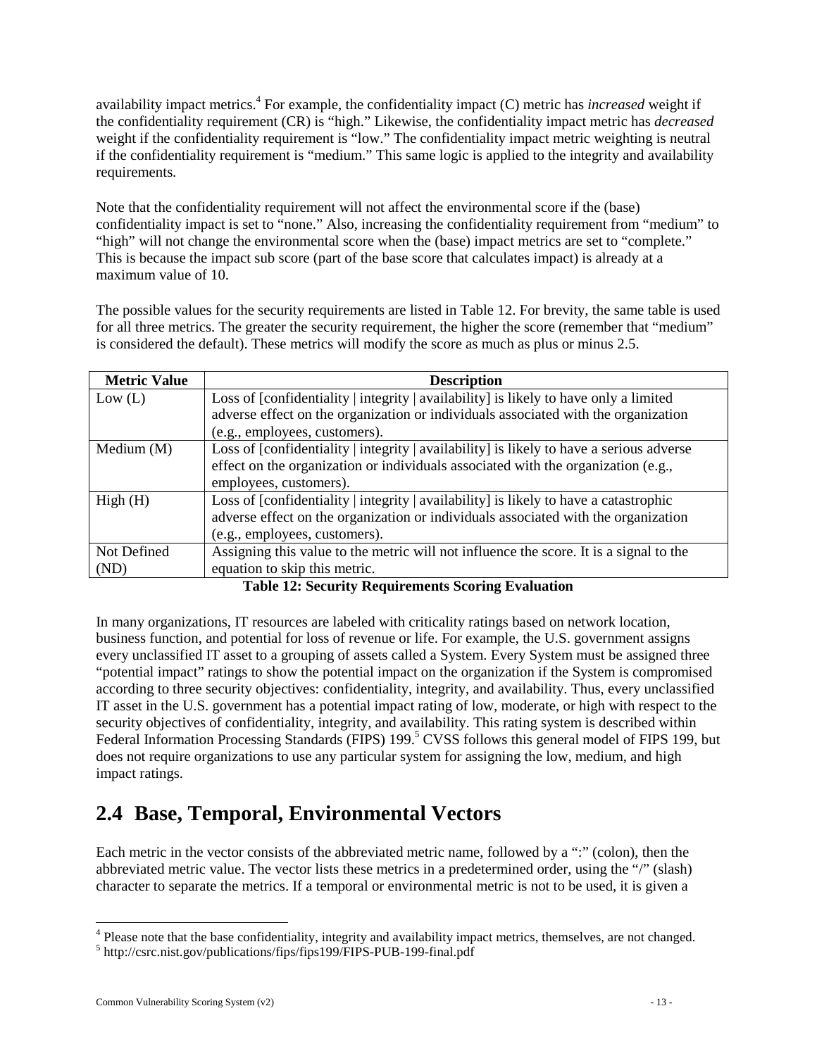availability impact metrics.[4] For example, the confidentiality impact (C) metric has *increased* weight if the confidentiality requirement (CR) is "high." Likewise, the confidentiality impact metric has *decreased* weight if the confidentiality requirement is "low." The confidentiality impact metric weighting is neutral if the confidentiality requirement is "medium." This same logic is applied to the integrity and availability requirements.

Note that the confidentiality requirement will not affect the environmental score if the (base) confidentiality impact is set to "none." Also, increasing the confidentiality requirement from "medium" to "high" will not change the environmental score when the (base) impact metrics are set to "complete." This is because the impact sub score (part of the base score that calculates impact) is already at a maximum value of 10.

The possible values for the security requirements are listed in Table 12. For brevity, the same table is used for all three metrics. The greater the security requirement, the higher the score (remember that "medium" is considered the default). These metrics will modify the score as much as plus or minus 2.5.

| Metric Value | Description |
|---|---|
| Low (L) | Loss of [confidentiality \| integrity \| availability] is likely to have only a limited adverse effect on the organization or individuals associated with the organization (e.g., employees, customers). |
| Medium (M) | Loss of [confidentiality \| integrity \| availability] is likely to have a serious adverse effect on the organization or individuals associated with the organization (e.g., employees, customers). |
| High (H) | Loss of [confidentiality \| integrity \| availability] is likely to have a catastrophic adverse effect on the organization or individuals associated with the organization (e.g., employees, customers). |
| Not Defined (ND) | Assigning this value to the metric will not influence the score. It is a signal to the equation to skip this metric. |

**Table 12: Security Requirements Scoring Evaluation**

In many organizations, IT resources are labeled with criticality ratings based on network location, business function, and potential for loss of revenue or life. For example, the U.S. government assigns every unclassified IT asset to a grouping of assets called a System. Every System must be assigned three "potential impact" ratings to show the potential impact on the organization if the System is compromised according to three security objectives: confidentiality, integrity, and availability. Thus, every unclassified IT asset in the U.S. government has a potential impact rating of low, moderate, or high with respect to the security objectives of confidentiality, integrity, and availability. This rating system is described within Federal Information Processing Standards (FIPS) 199.[5] CVSS follows this general model of FIPS 199, but does not require organizations to use any particular system for assigning the low, medium, and high impact ratings.

## 2.4 Base, Temporal, Environmental Vectors

Each metric in the vector consists of the abbreviated metric name, followed by a ":" (colon), then the abbreviated metric value. The vector lists these metrics in a predetermined order, using the "/" (slash) character to separate the metrics. If a temporal or environmental metric is not to be used, it is given a

[4] Please note that the base confidentiality, integrity and availability impact metrics, themselves, are not changed.

[5] http://csrc.nist.gov/publications/fips/fips199/FIPS-PUB-199-final.pdf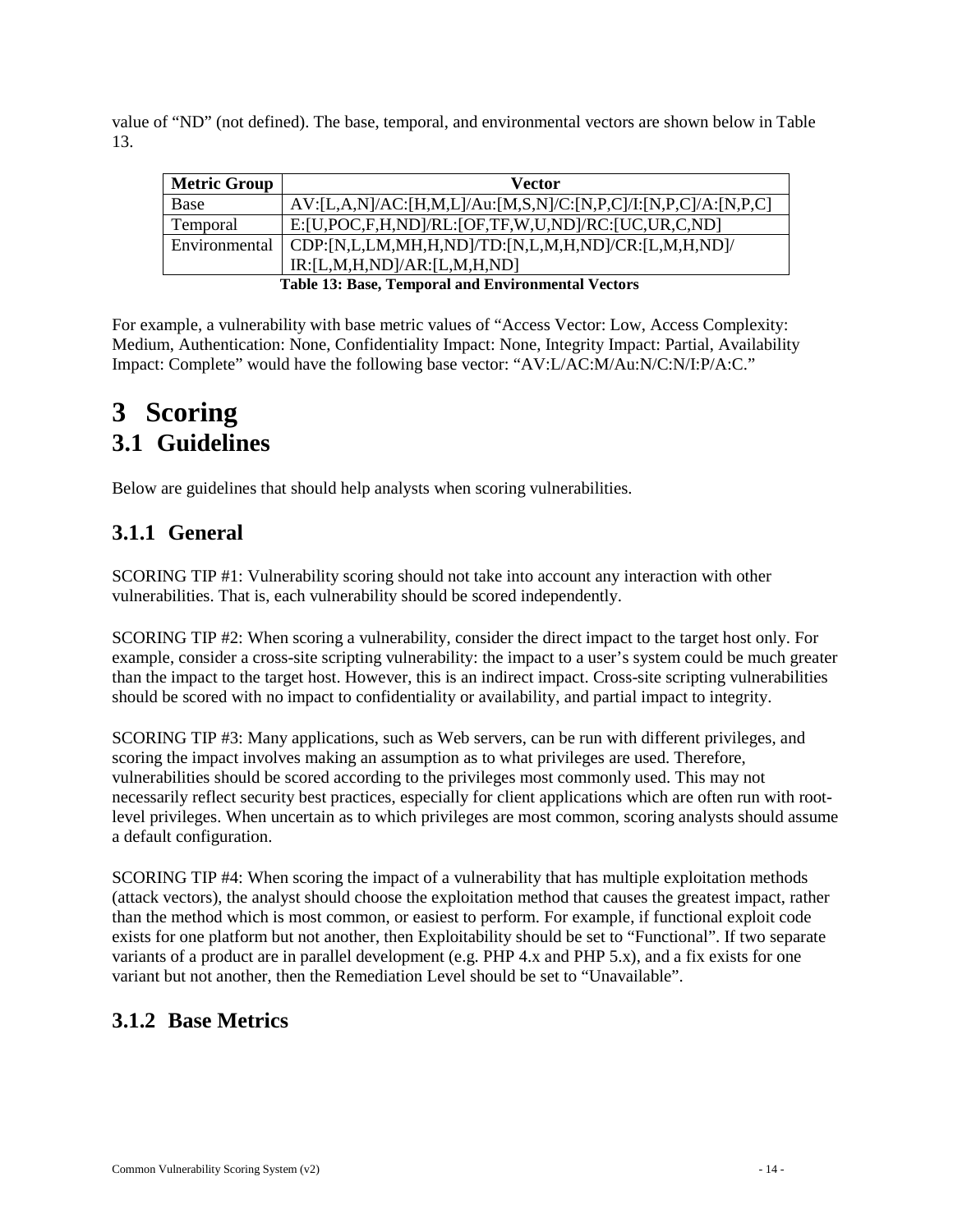value of "ND" (not defined). The base, temporal, and environmental vectors are shown below in Table 13.

| Metric Group | Vector |
|---|---|
| Base | AV:[L,A,N]/AC:[H,M,L]/Au:[M,S,N]/C:[N,P,C]/I:[N,P,C]/A:[N,P,C] |
| Temporal | E:[U,POC,F,H,ND]/RL:[OF,TF,W,U,ND]/RC:[UC,UR,C,ND] |
| Environmental | CDP:[N,L,LM,MH,H,ND]/TD:[N,L,M,H,ND]/CR:[L,M,H,ND]/ IR:[L,M,H,ND]/AR:[L,M,H,ND] |

**Table 13: Base, Temporal and Environmental Vectors**

For example, a vulnerability with base metric values of "Access Vector: Low, Access Complexity: Medium, Authentication: None, Confidentiality Impact: None, Integrity Impact: Partial, Availability Impact: Complete" would have the following base vector: "AV:L/AC:M/Au:N/C:N/I:P/A:C."

# 3 Scoring

## 3.1 Guidelines

Below are guidelines that should help analysts when scoring vulnerabilities.

### 3.1.1 General

SCORING TIP #1: Vulnerability scoring should not take into account any interaction with other vulnerabilities. That is, each vulnerability should be scored independently.

SCORING TIP #2: When scoring a vulnerability, consider the direct impact to the target host only. For example, consider a cross-site scripting vulnerability: the impact to a user's system could be much greater than the impact to the target host. However, this is an indirect impact. Cross-site scripting vulnerabilities should be scored with no impact to confidentiality or availability, and partial impact to integrity.

SCORING TIP #3: Many applications, such as Web servers, can be run with different privileges, and scoring the impact involves making an assumption as to what privileges are used. Therefore, vulnerabilities should be scored according to the privileges most commonly used. This may not necessarily reflect security best practices, especially for client applications which are often run with root-level privileges. When uncertain as to which privileges are most common, scoring analysts should assume a default configuration.

SCORING TIP #4: When scoring the impact of a vulnerability that has multiple exploitation methods (attack vectors), the analyst should choose the exploitation method that causes the greatest impact, rather than the method which is most common, or easiest to perform. For example, if functional exploit code exists for one platform but not another, then Exploitability should be set to "Functional". If two separate variants of a product are in parallel development (e.g. PHP 4.x and PHP 5.x), and a fix exists for one variant but not another, then the Remediation Level should be set to "Unavailable".

### 3.1.2 Base Metrics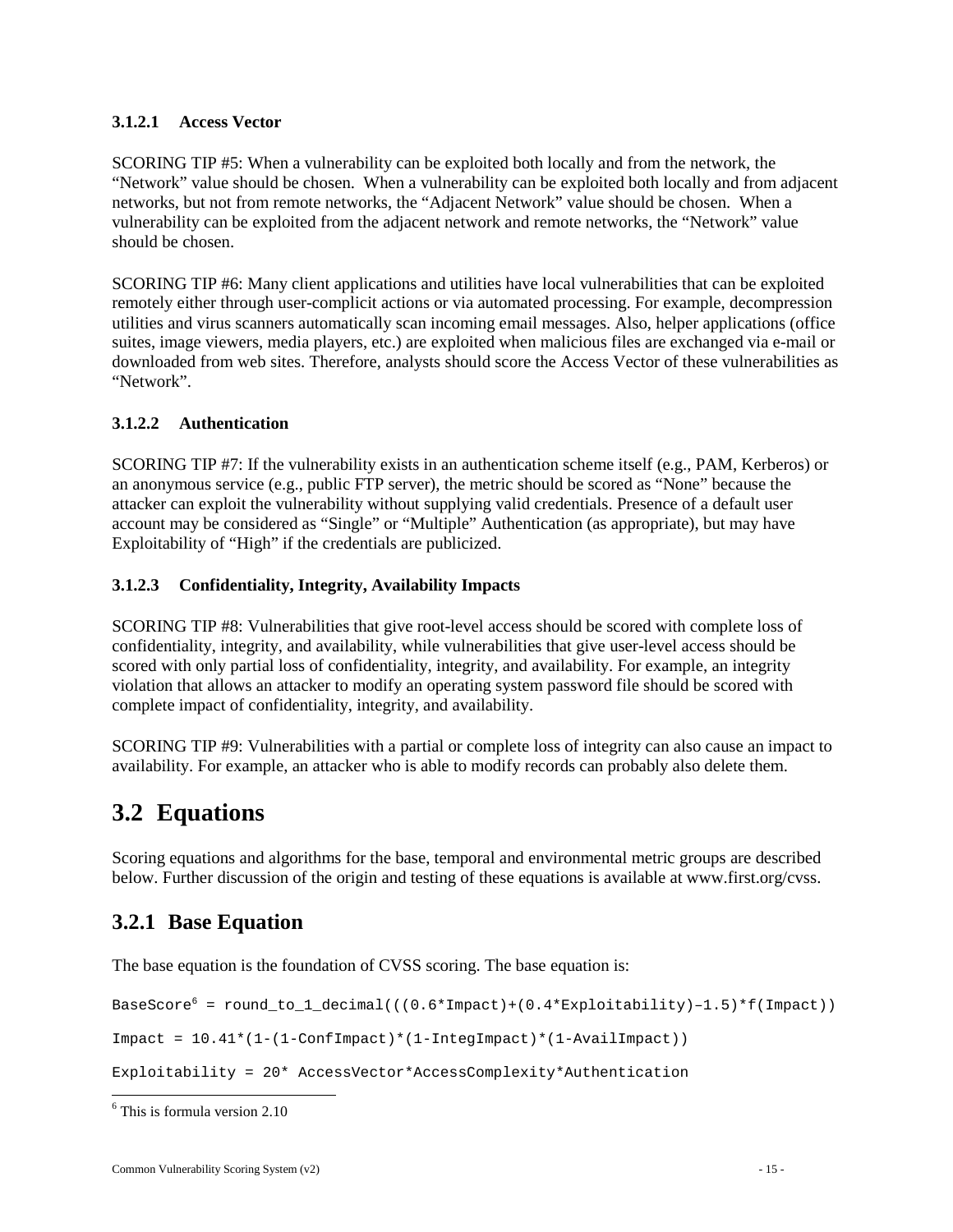#### 3.1.2.1 Access Vector

SCORING TIP #5: When a vulnerability can be exploited both locally and from the network, the "Network" value should be chosen. When a vulnerability can be exploited both locally and from adjacent networks, but not from remote networks, the "Adjacent Network" value should be chosen. When a vulnerability can be exploited from the adjacent network and remote networks, the "Network" value should be chosen.

SCORING TIP #6: Many client applications and utilities have local vulnerabilities that can be exploited remotely either through user-complicit actions or via automated processing. For example, decompression utilities and virus scanners automatically scan incoming email messages. Also, helper applications (office suites, image viewers, media players, etc.) are exploited when malicious files are exchanged via e-mail or downloaded from web sites. Therefore, analysts should score the Access Vector of these vulnerabilities as "Network".

#### 3.1.2.2 Authentication

SCORING TIP #7: If the vulnerability exists in an authentication scheme itself (e.g., PAM, Kerberos) or an anonymous service (e.g., public FTP server), the metric should be scored as "None" because the attacker can exploit the vulnerability without supplying valid credentials. Presence of a default user account may be considered as "Single" or "Multiple" Authentication (as appropriate), but may have Exploitability of "High" if the credentials are publicized.

#### 3.1.2.3 Confidentiality, Integrity, Availability Impacts

SCORING TIP #8: Vulnerabilities that give root-level access should be scored with complete loss of confidentiality, integrity, and availability, while vulnerabilities that give user-level access should be scored with only partial loss of confidentiality, integrity, and availability. For example, an integrity violation that allows an attacker to modify an operating system password file should be scored with complete impact of confidentiality, integrity, and availability.

SCORING TIP #9: Vulnerabilities with a partial or complete loss of integrity can also cause an impact to availability. For example, an attacker who is able to modify records can probably also delete them.

# 3.2 Equations

Scoring equations and algorithms for the base, temporal and environmental metric groups are described below. Further discussion of the origin and testing of these equations is available at www.first.org/cvss.

## 3.2.1 Base Equation

The base equation is the foundation of CVSS scoring. The base equation is:

```
BaseScore[6] = round_to_1_decimal(((0.6*Impact)+(0.4*Exploitability)–1.5)*f(Impact))

Impact = 10.41*(1-(1-ConfImpact)*(1-IntegImpact)*(1-AvailImpact))

Exploitability = 20* AccessVector*AccessComplexity*Authentication
```

[6] This is formula version 2.10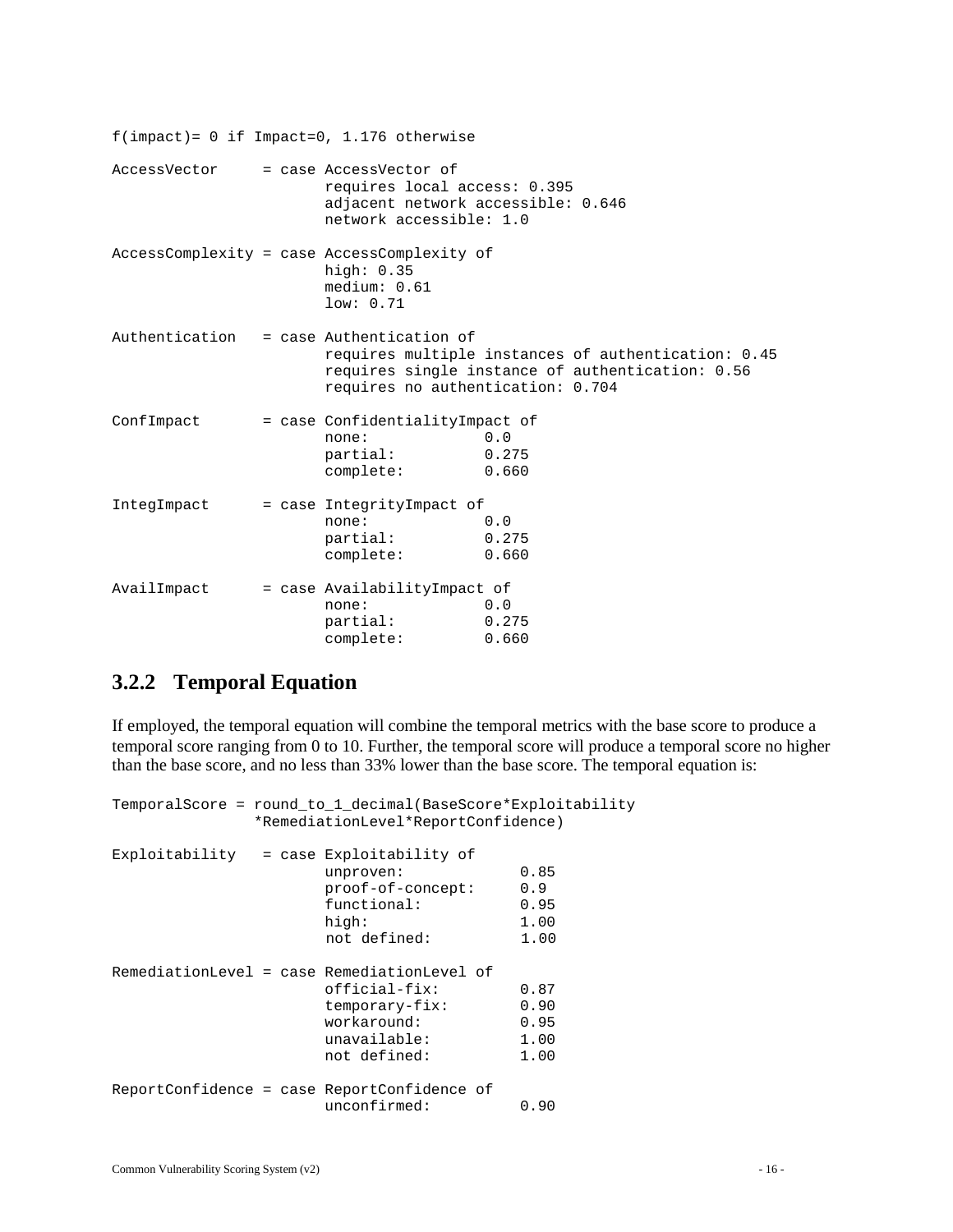```
f(impact)= 0 if Impact=0, 1.176 otherwise

AccessVector     = case AccessVector of
                        requires local access: 0.395
                        adjacent network accessible: 0.646
                        network accessible: 1.0

AccessComplexity = case AccessComplexity of
                        high: 0.35
                        medium: 0.61
                        low: 0.71

Authentication   = case Authentication of
                        requires multiple instances of authentication: 0.45
                        requires single instance of authentication: 0.56
                        requires no authentication: 0.704

ConfImpact       = case ConfidentialityImpact of
                        none:            0.0
                        partial:         0.275
                        complete:        0.660

IntegImpact      = case IntegrityImpact of
                        none:            0.0
                        partial:         0.275
                        complete:        0.660

AvailImpact      = case AvailabilityImpact of
                        none:            0.0
                        partial:         0.275
                        complete:        0.660
```

### 3.2.2 Temporal Equation

If employed, the temporal equation will combine the temporal metrics with the base score to produce a temporal score ranging from 0 to 10. Further, the temporal score will produce a temporal score no higher than the base score, and no less than 33% lower than the base score. The temporal equation is:

```
TemporalScore = round_to_1_decimal(BaseScore*Exploitability
                *RemediationLevel*ReportConfidence)

Exploitability   = case Exploitability of
                        unproven:             0.85
                        proof-of-concept:     0.9
                        functional:           0.95
                        high:                 1.00
                        not defined:          1.00

RemediationLevel = case RemediationLevel of
                        official-fix:         0.87
                        temporary-fix:        0.90
                        workaround:           0.95
                        unavailable:          1.00
                        not defined:          1.00

ReportConfidence = case ReportConfidence of
                        unconfirmed:          0.90
```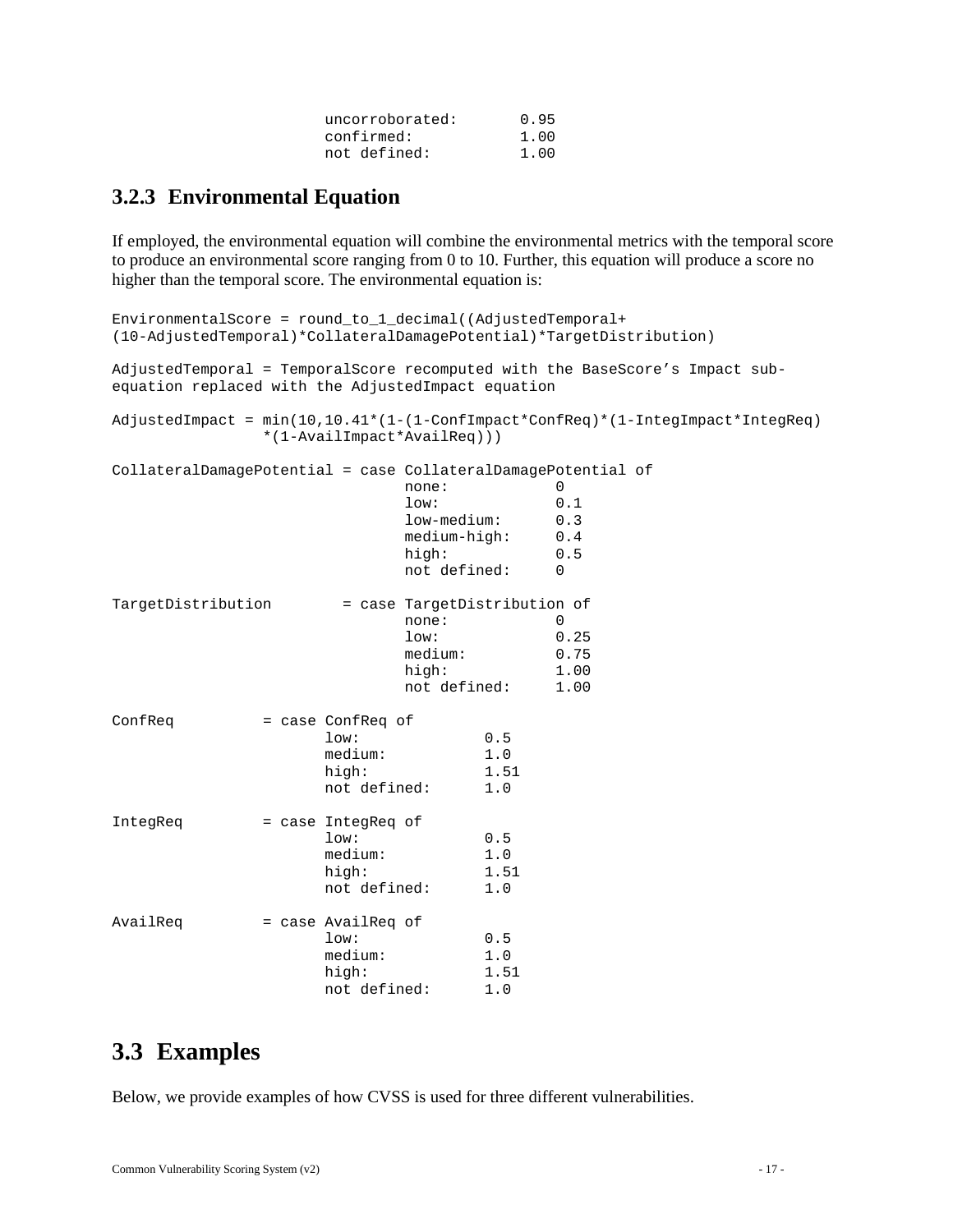```
                    uncorroborated:       0.95
                    confirmed:            1.00
                    not defined:          1.00
```

### 3.2.3 Environmental Equation

If employed, the environmental equation will combine the environmental metrics with the temporal score to produce an environmental score ranging from 0 to 10. Further, this equation will produce a score no higher than the temporal score. The environmental equation is:

```
EnvironmentalScore = round_to_1_decimal((AdjustedTemporal+
(10-AdjustedTemporal)*CollateralDamagePotential)*TargetDistribution)

AdjustedTemporal = TemporalScore recomputed with the BaseScore's Impact sub-
equation replaced with the AdjustedImpact equation

AdjustedImpact = min(10,10.41*(1-(1-ConfImpact*ConfReq)*(1-IntegImpact*IntegReq)
                 *(1-AvailImpact*AvailReq)))

CollateralDamagePotential = case CollateralDamagePotential of
                                 none:            0
                                 low:             0.1
                                 low-medium:      0.3
                                 medium-high:     0.4
                                 high:            0.5
                                 not defined:     0

TargetDistribution        = case TargetDistribution of
                                 none:            0
                                 low:             0.25
                                 medium:          0.75
                                 high:            1.00
                                 not defined:     1.00

ConfReq          = case ConfReq of
                        low:             0.5
                        medium:          1.0
                        high:            1.51
                        not defined:     1.0

IntegReq         = case IntegReq of
                        low:             0.5
                        medium:          1.0
                        high:            1.51
                        not defined:     1.0

AvailReq         = case AvailReq of
                        low:             0.5
                        medium:          1.0
                        high:            1.51
                        not defined:     1.0
```

## 3.3 Examples

Below, we provide examples of how CVSS is used for three different vulnerabilities.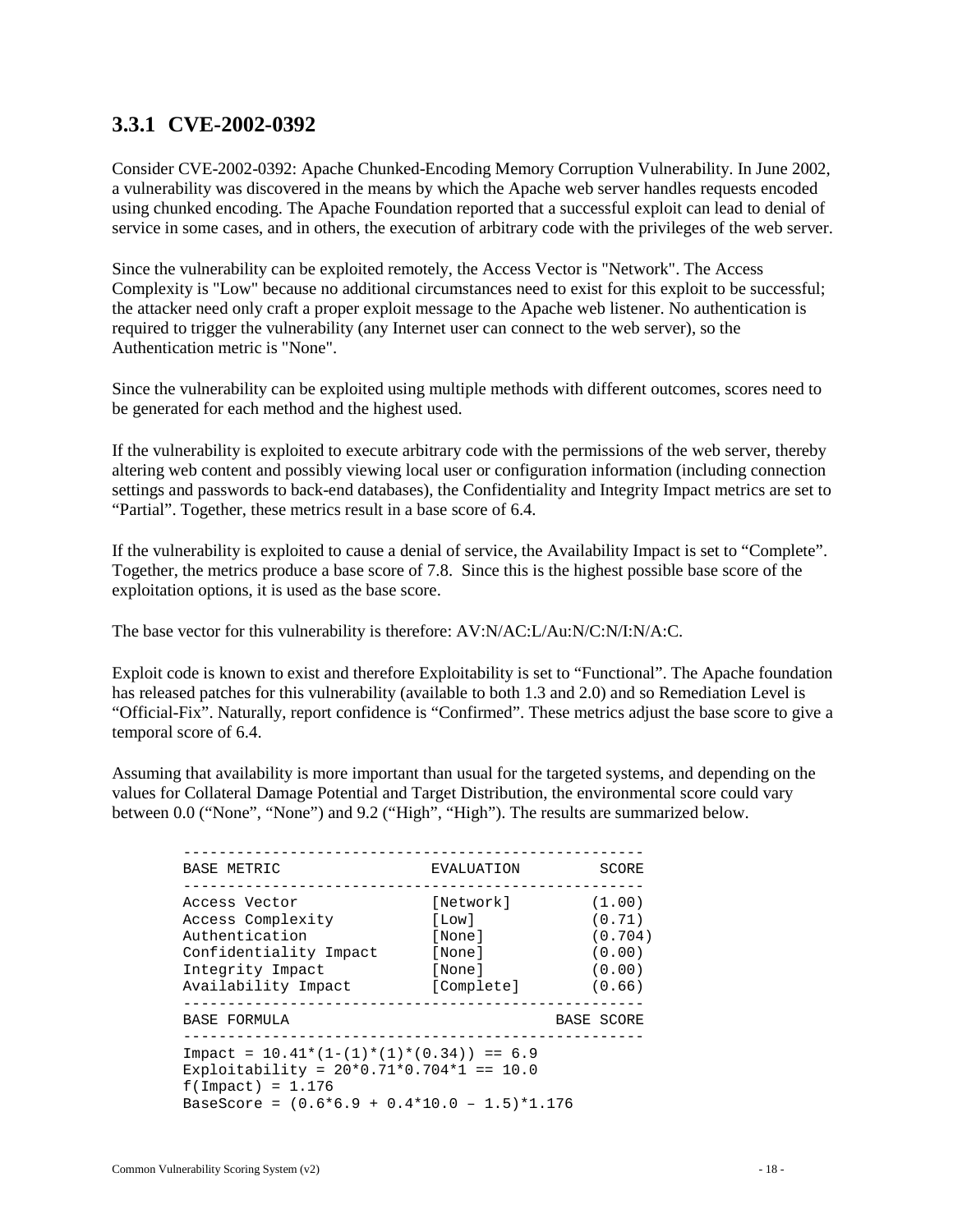### 3.3.1 CVE-2002-0392

Consider CVE-2002-0392: Apache Chunked-Encoding Memory Corruption Vulnerability. In June 2002, a vulnerability was discovered in the means by which the Apache web server handles requests encoded using chunked encoding. The Apache Foundation reported that a successful exploit can lead to denial of service in some cases, and in others, the execution of arbitrary code with the privileges of the web server.

Since the vulnerability can be exploited remotely, the Access Vector is "Network". The Access Complexity is "Low" because no additional circumstances need to exist for this exploit to be successful; the attacker need only craft a proper exploit message to the Apache web listener. No authentication is required to trigger the vulnerability (any Internet user can connect to the web server), so the Authentication metric is "None".

Since the vulnerability can be exploited using multiple methods with different outcomes, scores need to be generated for each method and the highest used.

If the vulnerability is exploited to execute arbitrary code with the permissions of the web server, thereby altering web content and possibly viewing local user or configuration information (including connection settings and passwords to back-end databases), the Confidentiality and Integrity Impact metrics are set to "Partial". Together, these metrics result in a base score of 6.4.

If the vulnerability is exploited to cause a denial of service, the Availability Impact is set to "Complete". Together, the metrics produce a base score of 7.8. Since this is the highest possible base score of the exploitation options, it is used as the base score.

The base vector for this vulnerability is therefore: AV:N/AC:L/Au:N/C:N/I:N/A:C.

Exploit code is known to exist and therefore Exploitability is set to "Functional". The Apache foundation has released patches for this vulnerability (available to both 1.3 and 2.0) and so Remediation Level is "Official-Fix". Naturally, report confidence is "Confirmed". These metrics adjust the base score to give a temporal score of 6.4.

Assuming that availability is more important than usual for the targeted systems, and depending on the values for Collateral Damage Potential and Target Distribution, the environmental score could vary between 0.0 ("None", "None") and 9.2 ("High", "High"). The results are summarized below.

```
----------------------------------------------------
BASE METRIC                 EVALUATION         SCORE
----------------------------------------------------
Access Vector               [Network]         (1.00)
Access Complexity           [Low]             (0.71)
Authentication              [None]            (0.704)
Confidentiality Impact      [None]            (0.00)
Integrity Impact            [None]            (0.00)
Availability Impact         [Complete]        (0.66)
----------------------------------------------------
BASE FORMULA                              BASE SCORE
----------------------------------------------------
Impact = 10.41*(1-(1)*(1)*(0.34)) == 6.9
Exploitability = 20*0.71*0.704*1 == 10.0
f(Impact) = 1.176
BaseScore = (0.6*6.9 + 0.4*10.0 – 1.5)*1.176
```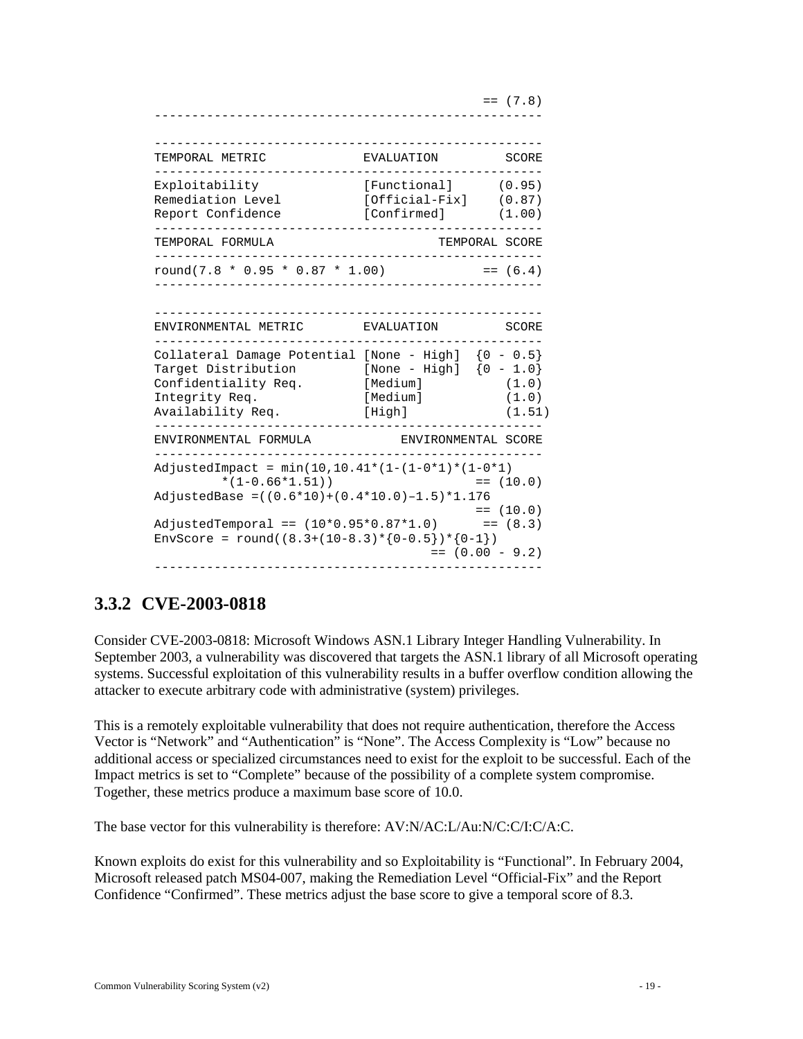```
                                              == (7.8)
---------------------------------------------------

---------------------------------------------------
TEMPORAL METRIC            EVALUATION         SCORE
---------------------------------------------------
Exploitability             [Functional]      (0.95)
Remediation Level          [Official-Fix]    (0.87)
Report Confidence          [Confirmed]       (1.00)
---------------------------------------------------
TEMPORAL FORMULA                     TEMPORAL SCORE
---------------------------------------------------
round(7.8 * 0.95 * 0.87 * 1.00)            == (6.4)
---------------------------------------------------

---------------------------------------------------
ENVIRONMENTAL METRIC       EVALUATION         SCORE
---------------------------------------------------
Collateral Damage Potential [None - High]  {0 - 0.5}
Target Distribution        [None - High]  {0 - 1.0}
Confidentiality Req.       [Medium]           (1.0)
Integrity Req.             [Medium]           (1.0)
Availability Req.          [High]            (1.51)
---------------------------------------------------
ENVIRONMENTAL FORMULA           ENVIRONMENTAL SCORE
---------------------------------------------------
AdjustedImpact = min(10,10.41*(1-(1-0*1)*(1-0*1)
         *(1-0.66*1.51))                  == (10.0)
AdjustedBase =((0.6*10)+(0.4*10.0)–1.5)*1.176
                                          == (10.0)
AdjustedTemporal == (10*0.95*0.87*1.0)     == (8.3)
EnvScore = round((8.3+(10-8.3)*{0-0.5})*{0-1})
                                     == (0.00 - 9.2)
---------------------------------------------------
```

### 3.3.2 CVE-2003-0818

Consider CVE-2003-0818: Microsoft Windows ASN.1 Library Integer Handling Vulnerability. In September 2003, a vulnerability was discovered that targets the ASN.1 library of all Microsoft operating systems. Successful exploitation of this vulnerability results in a buffer overflow condition allowing the attacker to execute arbitrary code with administrative (system) privileges.

This is a remotely exploitable vulnerability that does not require authentication, therefore the Access Vector is "Network" and "Authentication" is "None". The Access Complexity is "Low" because no additional access or specialized circumstances need to exist for the exploit to be successful. Each of the Impact metrics is set to "Complete" because of the possibility of a complete system compromise. Together, these metrics produce a maximum base score of 10.0.

The base vector for this vulnerability is therefore: AV:N/AC:L/Au:N/C:C/I:C/A:C.

Known exploits do exist for this vulnerability and so Exploitability is "Functional". In February 2004, Microsoft released patch MS04-007, making the Remediation Level "Official-Fix" and the Report Confidence "Confirmed". These metrics adjust the base score to give a temporal score of 8.3.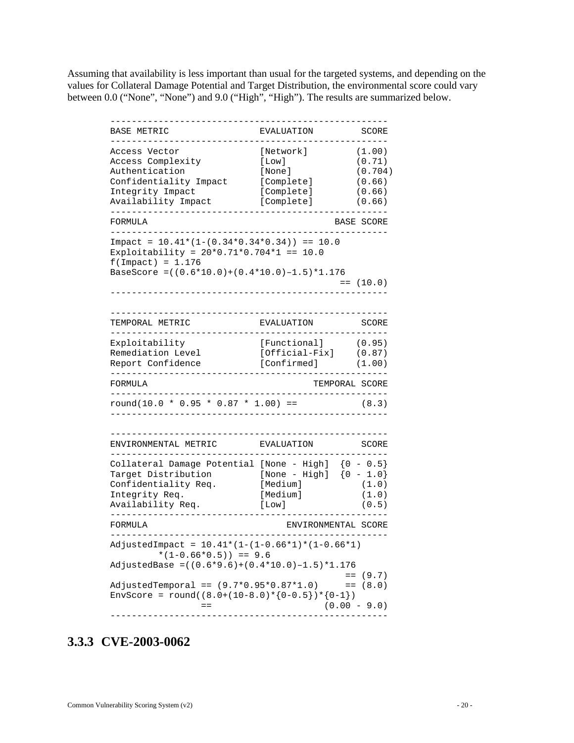Assuming that availability is less important than usual for the targeted systems, and depending on the values for Collateral Damage Potential and Target Distribution, the environmental score could vary between 0.0 (“None”, “None”) and 9.0 (“High”, “High”). The results are summarized below.

```
----------------------------------------------------
BASE METRIC                 EVALUATION         SCORE
----------------------------------------------------
Access Vector               [Network]         (1.00)
Access Complexity           [Low]             (0.71)
Authentication              [None]            (0.704)
Confidentiality Impact      [Complete]        (0.66)
Integrity Impact            [Complete]        (0.66)
Availability Impact         [Complete]        (0.66)
----------------------------------------------------
FORMULA                                   BASE SCORE
----------------------------------------------------
Impact = 10.41*(1-(0.34*0.34*0.34)) == 10.0
Exploitability = 20*0.71*0.704*1 == 10.0
f(Impact) = 1.176
BaseScore =((0.6*10.0)+(0.4*10.0)–1.5)*1.176
                                           == (10.0)
----------------------------------------------------

----------------------------------------------------
TEMPORAL METRIC             EVALUATION         SCORE
----------------------------------------------------
Exploitability              [Functional]      (0.95)
Remediation Level           [Official-Fix]    (0.87)
Report Confidence           [Confirmed]       (1.00)
----------------------------------------------------
FORMULA                               TEMPORAL SCORE
----------------------------------------------------
round(10.0 * 0.95 * 0.87 * 1.00) ==            (8.3)
----------------------------------------------------

----------------------------------------------------
ENVIRONMENTAL METRIC        EVALUATION         SCORE
----------------------------------------------------
Collateral Damage Potential [None - High]  {0 - 0.5}
Target Distribution         [None - High]  {0 - 1.0}
Confidentiality Req.        [Medium]           (1.0)
Integrity Req.              [Medium]           (1.0)
Availability Req.           [Low]              (0.5)
----------------------------------------------------
FORMULA                          ENVIRONMENTAL SCORE
----------------------------------------------------
AdjustedImpact = 10.41*(1-(1-0.66*1)*(1-0.66*1)
         *(1-0.66*0.5)) == 9.6
AdjustedBase =((0.6*9.6)+(0.4*10.0)–1.5)*1.176
                                            == (9.7)
AdjustedTemporal == (9.7*0.95*0.87*1.0)     == (8.0)
EnvScore = round((8.0+(10-8.0)*{0-0.5})*{0-1})
                 ==                     (0.00 - 9.0)
----------------------------------------------------
```

### 3.3.3 CVE-2003-0062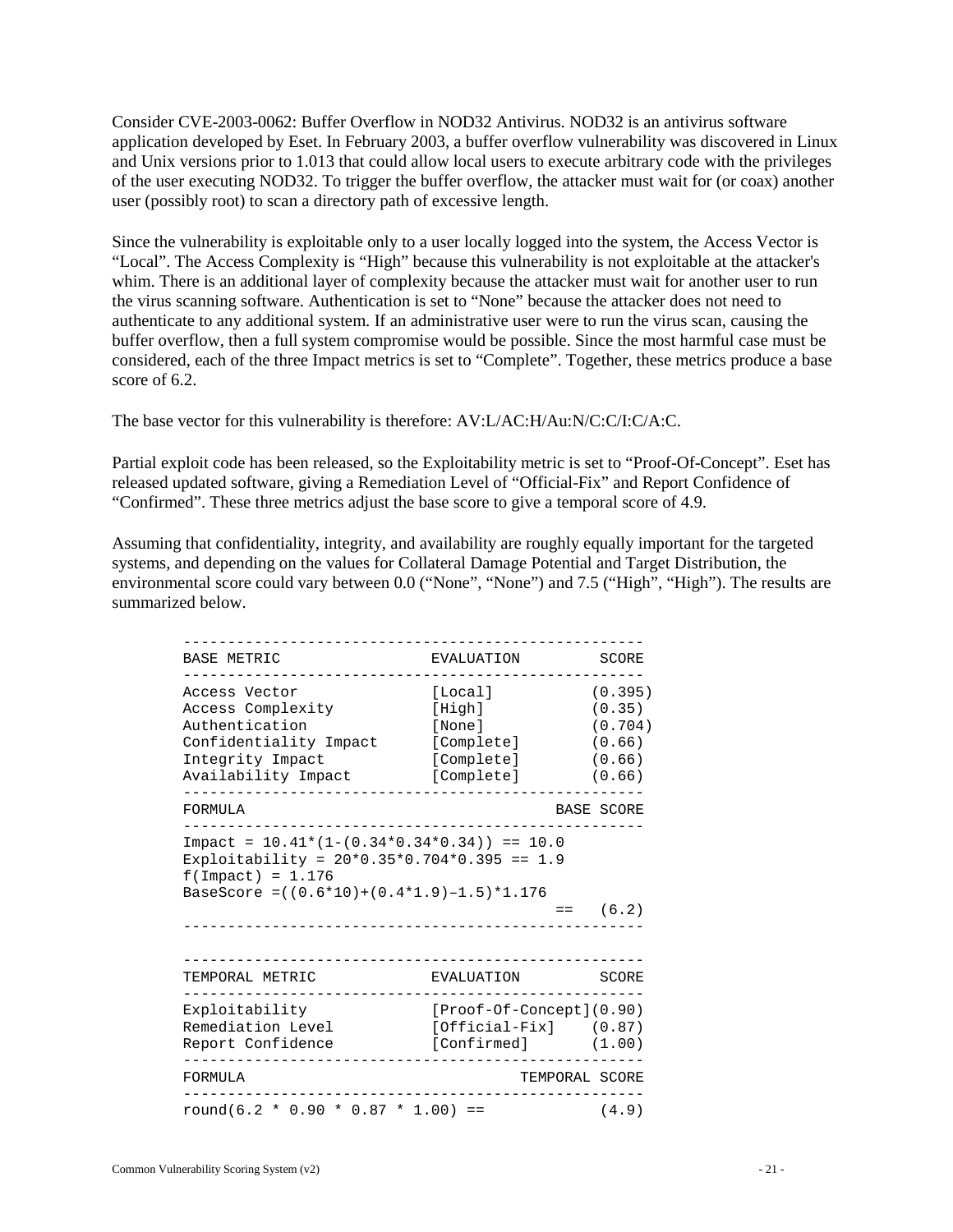Consider CVE-2003-0062: Buffer Overflow in NOD32 Antivirus. NOD32 is an antivirus software application developed by Eset. In February 2003, a buffer overflow vulnerability was discovered in Linux and Unix versions prior to 1.013 that could allow local users to execute arbitrary code with the privileges of the user executing NOD32. To trigger the buffer overflow, the attacker must wait for (or coax) another user (possibly root) to scan a directory path of excessive length.

Since the vulnerability is exploitable only to a user locally logged into the system, the Access Vector is "Local". The Access Complexity is "High" because this vulnerability is not exploitable at the attacker's whim. There is an additional layer of complexity because the attacker must wait for another user to run the virus scanning software. Authentication is set to "None" because the attacker does not need to authenticate to any additional system. If an administrative user were to run the virus scan, causing the buffer overflow, then a full system compromise would be possible. Since the most harmful case must be considered, each of the three Impact metrics is set to "Complete". Together, these metrics produce a base score of 6.2.

The base vector for this vulnerability is therefore: AV:L/AC:H/Au:N/C:C/I:C/A:C.

Partial exploit code has been released, so the Exploitability metric is set to "Proof-Of-Concept". Eset has released updated software, giving a Remediation Level of "Official-Fix" and Report Confidence of "Confirmed". These three metrics adjust the base score to give a temporal score of 4.9.

Assuming that confidentiality, integrity, and availability are roughly equally important for the targeted systems, and depending on the values for Collateral Damage Potential and Target Distribution, the environmental score could vary between 0.0 ("None", "None") and 7.5 ("High", "High"). The results are summarized below.

```
----------------------------------------------------
BASE METRIC                EVALUATION         SCORE
----------------------------------------------------
Access Vector              [Local]          (0.395)
Access Complexity          [High]           (0.35)
Authentication             [None]           (0.704)
Confidentiality Impact     [Complete]       (0.66)
Integrity Impact           [Complete]       (0.66)
Availability Impact        [Complete]       (0.66)
----------------------------------------------------
FORMULA                                 BASE SCORE
----------------------------------------------------
Impact = 10.41*(1-(0.34*0.34*0.34)) == 10.0
Exploitability = 20*0.35*0.704*0.395 == 1.9
f(Impact) = 1.176
BaseScore =((0.6*10)+(0.4*1.9)–1.5)*1.176
                                        ==   (6.2)
----------------------------------------------------


----------------------------------------------------
TEMPORAL METRIC            EVALUATION         SCORE
----------------------------------------------------
Exploitability             [Proof-Of-Concept](0.90)
Remediation Level          [Official-Fix]    (0.87)
Report Confidence          [Confirmed]       (1.00)
----------------------------------------------------
FORMULA                                 TEMPORAL SCORE
----------------------------------------------------
round(6.2 * 0.90 * 0.87 * 1.00) ==             (4.9)
```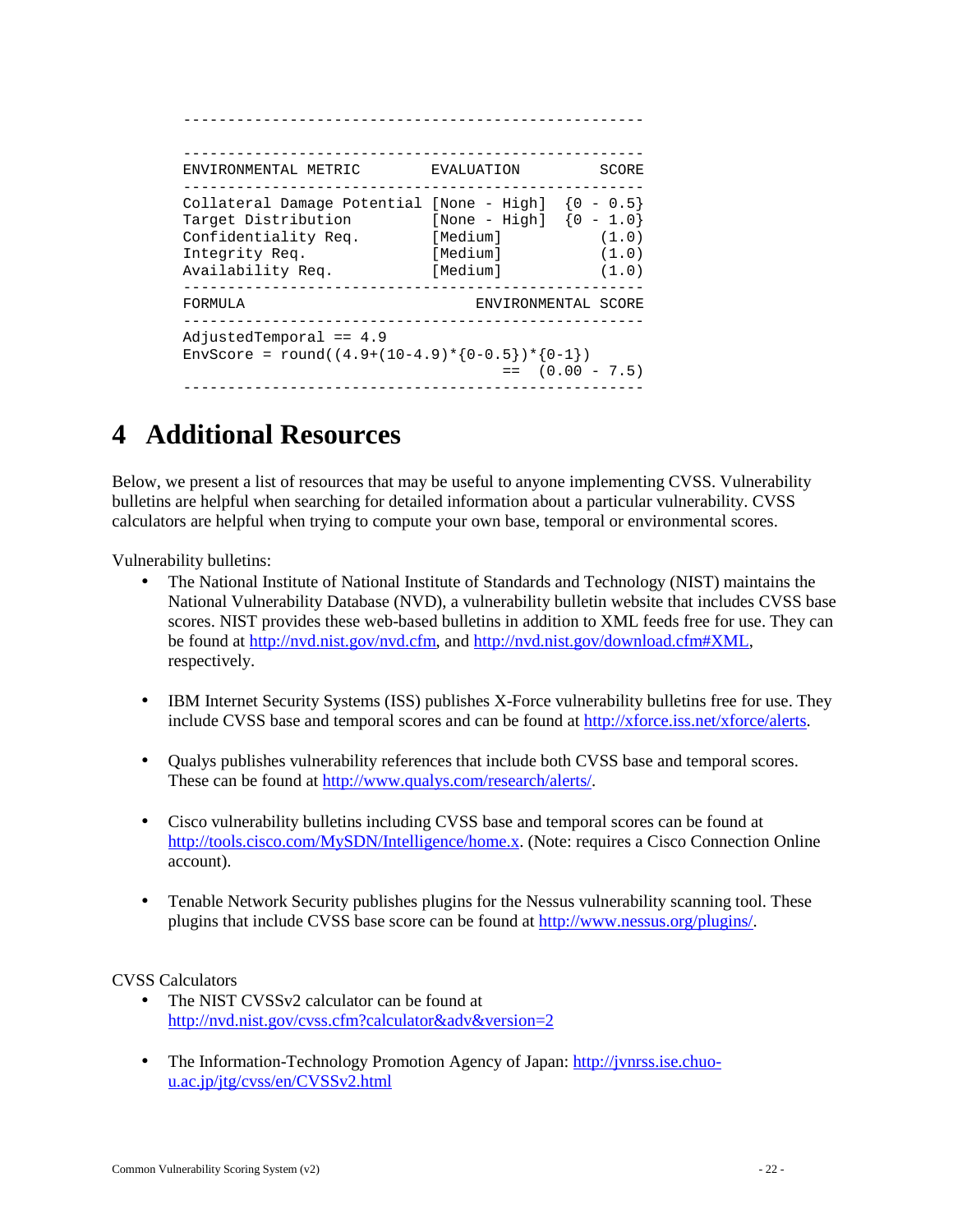```
---------------------------------------------------

---------------------------------------------------
ENVIRONMENTAL METRIC        EVALUATION        SCORE
---------------------------------------------------
Collateral Damage Potential [None - High]  {0 - 0.5}
Target Distribution         [None - High]  {0 - 1.0}
Confidentiality Req.        [Medium]           (1.0)
Integrity Req.              [Medium]           (1.0)
Availability Req.           [Medium]           (1.0)
---------------------------------------------------
FORMULA                         ENVIRONMENTAL SCORE
---------------------------------------------------
AdjustedTemporal == 4.9
EnvScore = round((4.9+(10-4.9)*{0-0.5})*{0-1})
                                    ==  (0.00 - 7.5)
---------------------------------------------------
```

# 4 Additional Resources

Below, we present a list of resources that may be useful to anyone implementing CVSS. Vulnerability bulletins are helpful when searching for detailed information about a particular vulnerability. CVSS calculators are helpful when trying to compute your own base, temporal or environmental scores.

Vulnerability bulletins:

- The National Institute of National Institute of Standards and Technology (NIST) maintains the National Vulnerability Database (NVD), a vulnerability bulletin website that includes CVSS base scores. NIST provides these web-based bulletins in addition to XML feeds free for use. They can be found at http://nvd.nist.gov/nvd.cfm, and http://nvd.nist.gov/download.cfm#XML, respectively.

- IBM Internet Security Systems (ISS) publishes X-Force vulnerability bulletins free for use. They include CVSS base and temporal scores and can be found at http://xforce.iss.net/xforce/alerts.

- Qualys publishes vulnerability references that include both CVSS base and temporal scores. These can be found at http://www.qualys.com/research/alerts/.

- Cisco vulnerability bulletins including CVSS base and temporal scores can be found at http://tools.cisco.com/MySDN/Intelligence/home.x. (Note: requires a Cisco Connection Online account).

- Tenable Network Security publishes plugins for the Nessus vulnerability scanning tool. These plugins that include CVSS base score can be found at http://www.nessus.org/plugins/.

CVSS Calculators

- The NIST CVSSv2 calculator can be found at http://nvd.nist.gov/cvss.cfm?calculator&adv&version=2

- The Information-Technology Promotion Agency of Japan: http://jvnrss.ise.chuo-u.ac.jp/jtg/cvss/en/CVSSv2.html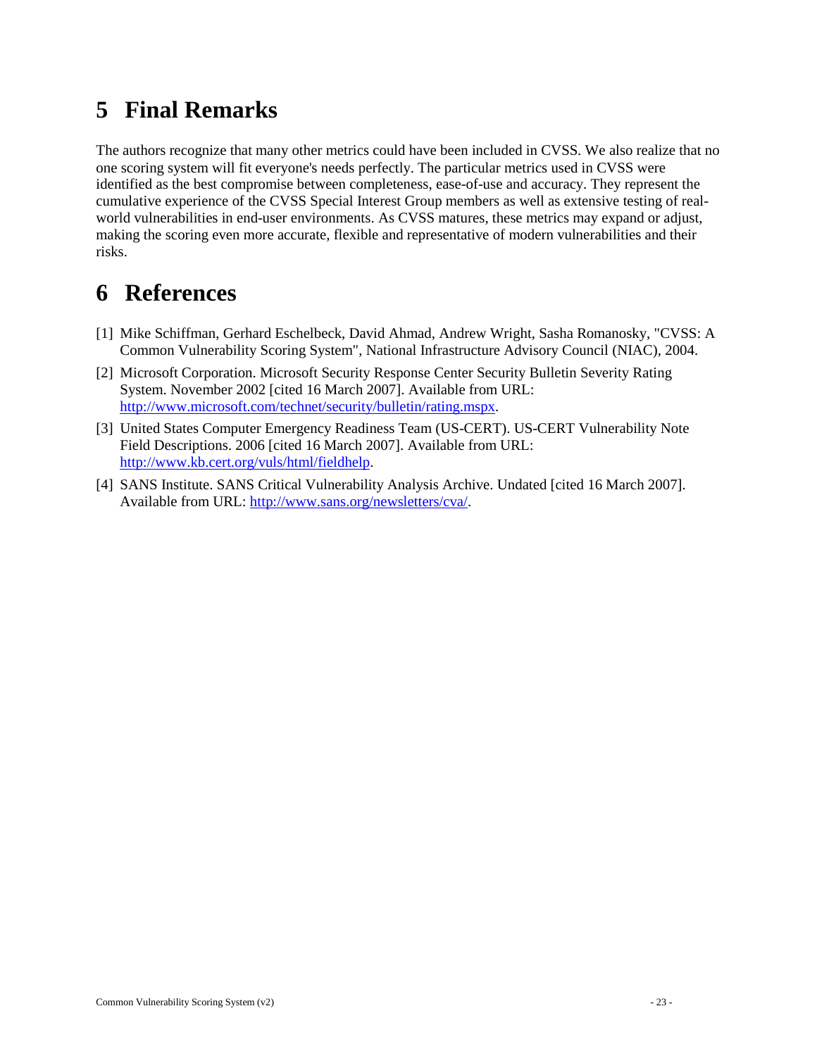# 5 Final Remarks

The authors recognize that many other metrics could have been included in CVSS. We also realize that no one scoring system will fit everyone's needs perfectly. The particular metrics used in CVSS were identified as the best compromise between completeness, ease-of-use and accuracy. They represent the cumulative experience of the CVSS Special Interest Group members as well as extensive testing of real-world vulnerabilities in end-user environments. As CVSS matures, these metrics may expand or adjust, making the scoring even more accurate, flexible and representative of modern vulnerabilities and their risks.

# 6 References

[1] Mike Schiffman, Gerhard Eschelbeck, David Ahmad, Andrew Wright, Sasha Romanosky, "CVSS: A Common Vulnerability Scoring System", National Infrastructure Advisory Council (NIAC), 2004.

[2] Microsoft Corporation. Microsoft Security Response Center Security Bulletin Severity Rating System. November 2002 [cited 16 March 2007]. Available from URL: http://www.microsoft.com/technet/security/bulletin/rating.mspx.

[3] United States Computer Emergency Readiness Team (US-CERT). US-CERT Vulnerability Note Field Descriptions. 2006 [cited 16 March 2007]. Available from URL: http://www.kb.cert.org/vuls/html/fieldhelp.

[4] SANS Institute. SANS Critical Vulnerability Analysis Archive. Undated [cited 16 March 2007]. Available from URL: http://www.sans.org/newsletters/cva/.